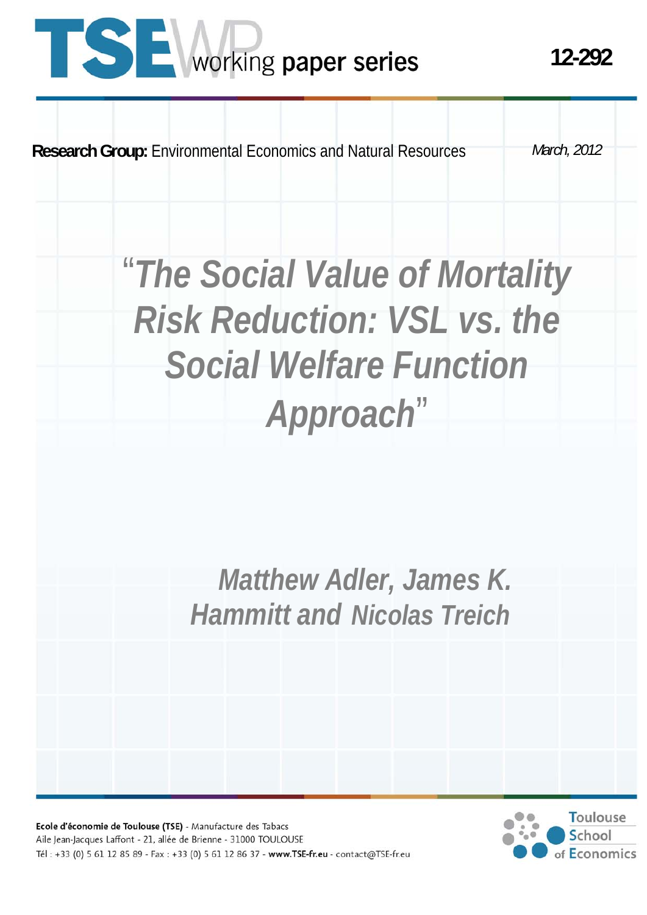TSE working paper series

12-292

**Research Group:** Environmental Economics and Natural Resources

*March, 2012*

# *"The Social Value of Mortality Risk Reduction: VSL vs. the Social Welfare Function Approach"*

***Matthew Adler, James K. Hammitt and Nicolas Treich***

**Ecole d'économie de Toulouse (TSE)** - Manufacture des Tabacs
Aile Jean-Jacques Laffont - 21, allée de Brienne - 31000 TOULOUSE
Tél : +33 (0) 5 61 12 85 89 - Fax : +33 (0) 5 61 12 86 37 - **www.TSE-fr.eu** - contact@TSE-fr.eu

Toulouse School of Economics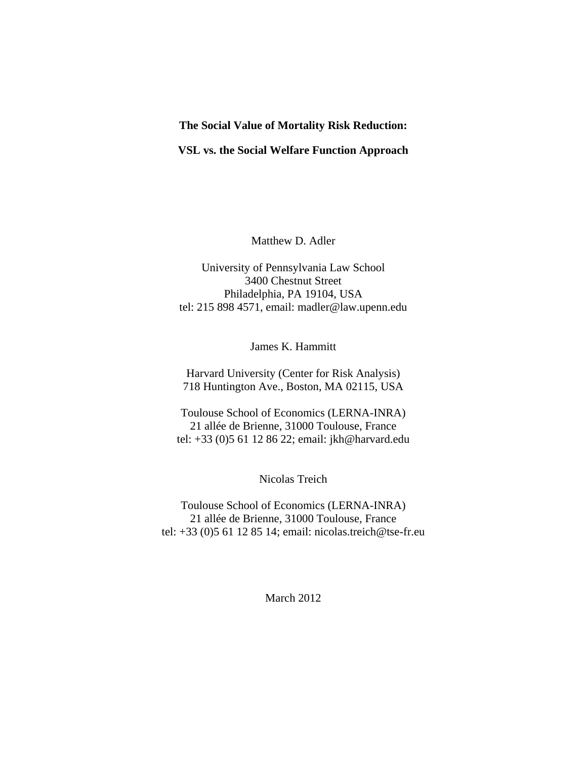**The Social Value of Mortality Risk Reduction:**

**VSL vs. the Social Welfare Function Approach**

Matthew D. Adler

University of Pennsylvania Law School
3400 Chestnut Street
Philadelphia, PA 19104, USA
tel: 215 898 4571, email: madler@law.upenn.edu

James K. Hammitt

Harvard University (Center for Risk Analysis)
718 Huntington Ave., Boston, MA 02115, USA

Toulouse School of Economics (LERNA-INRA)
21 allée de Brienne, 31000 Toulouse, France
tel: +33 (0)5 61 12 86 22; email: jkh@harvard.edu

Nicolas Treich

Toulouse School of Economics (LERNA-INRA)
21 allée de Brienne, 31000 Toulouse, France
tel: +33 (0)5 61 12 85 14; email: nicolas.treich@tse-fr.eu

March 2012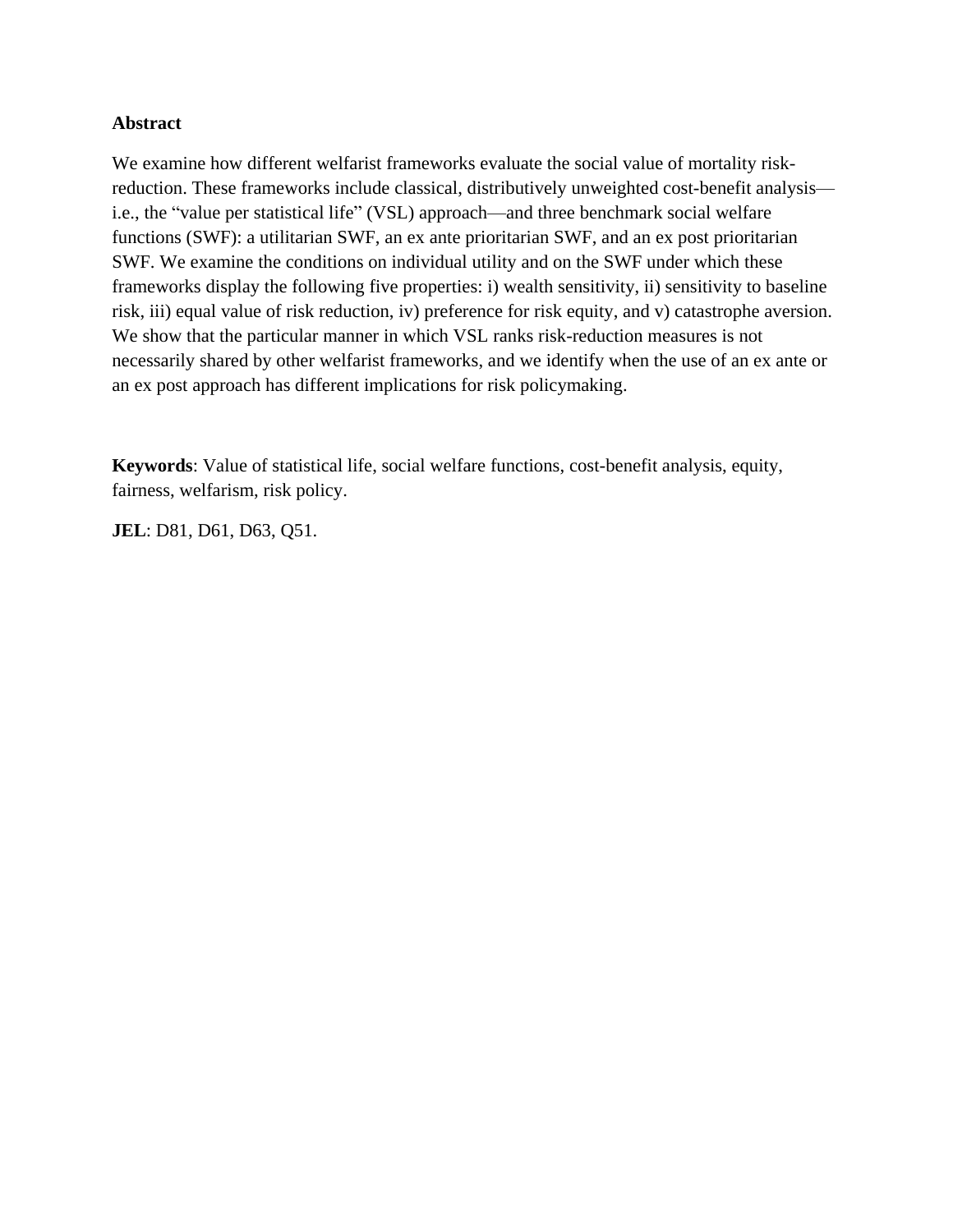## Abstract

We examine how different welfarist frameworks evaluate the social value of mortality risk-reduction. These frameworks include classical, distributively unweighted cost-benefit analysis—i.e., the "value per statistical life" (VSL) approach—and three benchmark social welfare functions (SWF): a utilitarian SWF, an ex ante prioritarian SWF, and an ex post prioritarian SWF. We examine the conditions on individual utility and on the SWF under which these frameworks display the following five properties: i) wealth sensitivity, ii) sensitivity to baseline risk, iii) equal value of risk reduction, iv) preference for risk equity, and v) catastrophe aversion. We show that the particular manner in which VSL ranks risk-reduction measures is not necessarily shared by other welfarist frameworks, and we identify when the use of an ex ante or an ex post approach has different implications for risk policymaking.

**Keywords**: Value of statistical life, social welfare functions, cost-benefit analysis, equity, fairness, welfarism, risk policy.

**JEL**: D81, D61, D63, Q51.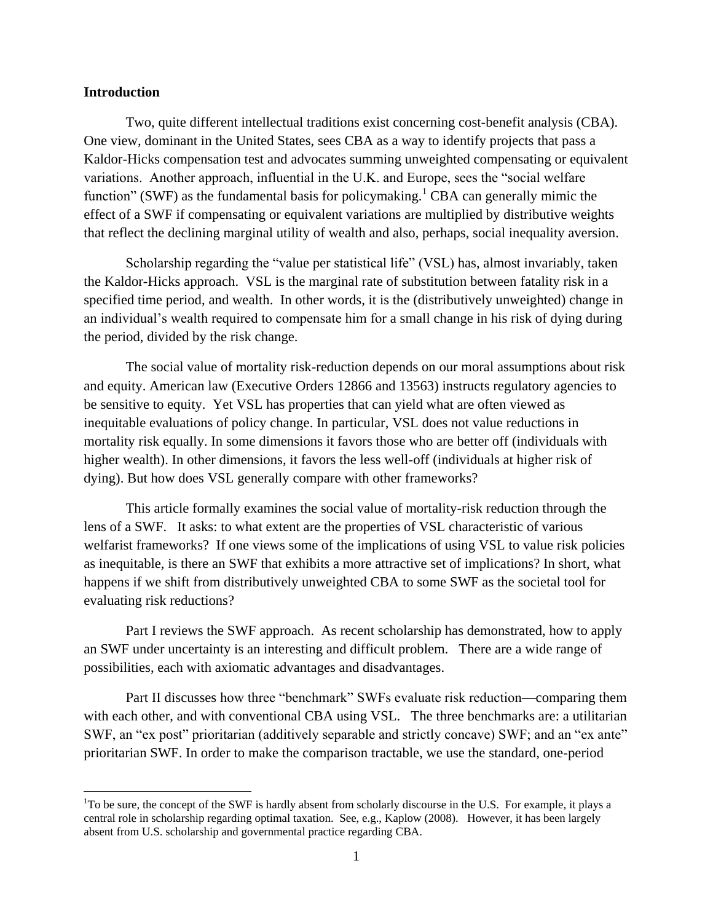## Introduction

Two, quite different intellectual traditions exist concerning cost-benefit analysis (CBA). One view, dominant in the United States, sees CBA as a way to identify projects that pass a Kaldor-Hicks compensation test and advocates summing unweighted compensating or equivalent variations. Another approach, influential in the U.K. and Europe, sees the "social welfare function" (SWF) as the fundamental basis for policymaking.[1] CBA can generally mimic the effect of a SWF if compensating or equivalent variations are multiplied by distributive weights that reflect the declining marginal utility of wealth and also, perhaps, social inequality aversion.

Scholarship regarding the "value per statistical life" (VSL) has, almost invariably, taken the Kaldor-Hicks approach. VSL is the marginal rate of substitution between fatality risk in a specified time period, and wealth. In other words, it is the (distributively unweighted) change in an individual's wealth required to compensate him for a small change in his risk of dying during the period, divided by the risk change.

The social value of mortality risk-reduction depends on our moral assumptions about risk and equity. American law (Executive Orders 12866 and 13563) instructs regulatory agencies to be sensitive to equity. Yet VSL has properties that can yield what are often viewed as inequitable evaluations of policy change. In particular, VSL does not value reductions in mortality risk equally. In some dimensions it favors those who are better off (individuals with higher wealth). In other dimensions, it favors the less well-off (individuals at higher risk of dying). But how does VSL generally compare with other frameworks?

This article formally examines the social value of mortality-risk reduction through the lens of a SWF. It asks: to what extent are the properties of VSL characteristic of various welfarist frameworks? If one views some of the implications of using VSL to value risk policies as inequitable, is there an SWF that exhibits a more attractive set of implications? In short, what happens if we shift from distributively unweighted CBA to some SWF as the societal tool for evaluating risk reductions?

Part I reviews the SWF approach. As recent scholarship has demonstrated, how to apply an SWF under uncertainty is an interesting and difficult problem. There are a wide range of possibilities, each with axiomatic advantages and disadvantages.

Part II discusses how three "benchmark" SWFs evaluate risk reduction—comparing them with each other, and with conventional CBA using VSL. The three benchmarks are: a utilitarian SWF, an "ex post" prioritarian (additively separable and strictly concave) SWF; and an "ex ante" prioritarian SWF. In order to make the comparison tractable, we use the standard, one-period

---

[1] To be sure, the concept of the SWF is hardly absent from scholarly discourse in the U.S. For example, it plays a central role in scholarship regarding optimal taxation. See, e.g., Kaplow (2008). However, it has been largely absent from U.S. scholarship and governmental practice regarding CBA.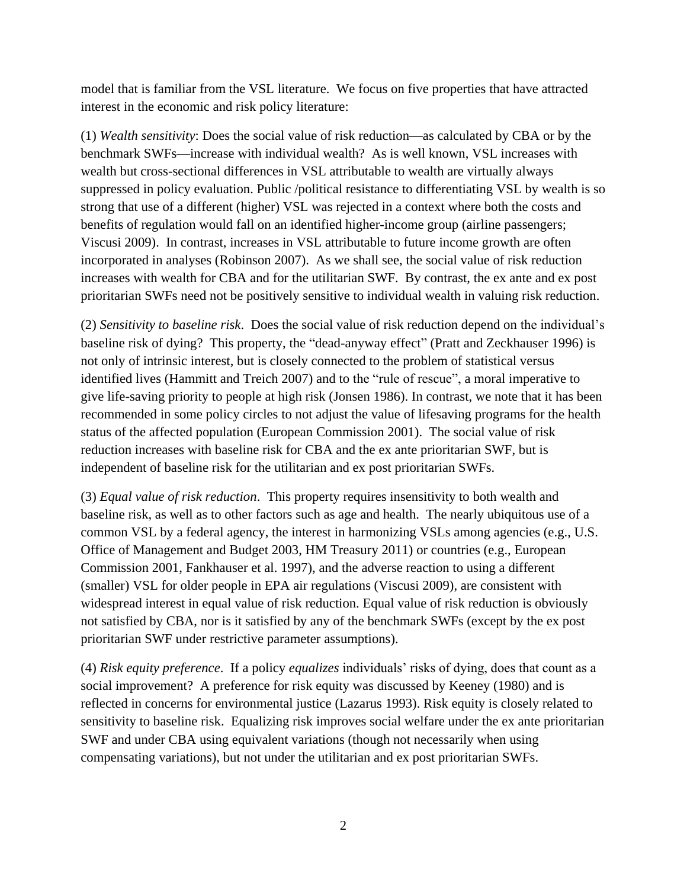model that is familiar from the VSL literature. We focus on five properties that have attracted interest in the economic and risk policy literature:

(1) *Wealth sensitivity*: Does the social value of risk reduction—as calculated by CBA or by the benchmark SWFs—increase with individual wealth? As is well known, VSL increases with wealth but cross-sectional differences in VSL attributable to wealth are virtually always suppressed in policy evaluation. Public /political resistance to differentiating VSL by wealth is so strong that use of a different (higher) VSL was rejected in a context where both the costs and benefits of regulation would fall on an identified higher-income group (airline passengers; Viscusi 2009). In contrast, increases in VSL attributable to future income growth are often incorporated in analyses (Robinson 2007). As we shall see, the social value of risk reduction increases with wealth for CBA and for the utilitarian SWF. By contrast, the ex ante and ex post prioritarian SWFs need not be positively sensitive to individual wealth in valuing risk reduction.

(2) *Sensitivity to baseline risk*. Does the social value of risk reduction depend on the individual's baseline risk of dying? This property, the "dead-anyway effect" (Pratt and Zeckhauser 1996) is not only of intrinsic interest, but is closely connected to the problem of statistical versus identified lives (Hammitt and Treich 2007) and to the "rule of rescue", a moral imperative to give life-saving priority to people at high risk (Jonsen 1986). In contrast, we note that it has been recommended in some policy circles to not adjust the value of lifesaving programs for the health status of the affected population (European Commission 2001). The social value of risk reduction increases with baseline risk for CBA and the ex ante prioritarian SWF, but is independent of baseline risk for the utilitarian and ex post prioritarian SWFs.

(3) *Equal value of risk reduction*. This property requires insensitivity to both wealth and baseline risk, as well as to other factors such as age and health. The nearly ubiquitous use of a common VSL by a federal agency, the interest in harmonizing VSLs among agencies (e.g., U.S. Office of Management and Budget 2003, HM Treasury 2011) or countries (e.g., European Commission 2001, Fankhauser et al. 1997), and the adverse reaction to using a different (smaller) VSL for older people in EPA air regulations (Viscusi 2009), are consistent with widespread interest in equal value of risk reduction. Equal value of risk reduction is obviously not satisfied by CBA, nor is it satisfied by any of the benchmark SWFs (except by the ex post prioritarian SWF under restrictive parameter assumptions).

(4) *Risk equity preference*. If a policy *equalizes* individuals' risks of dying, does that count as a social improvement? A preference for risk equity was discussed by Keeney (1980) and is reflected in concerns for environmental justice (Lazarus 1993). Risk equity is closely related to sensitivity to baseline risk. Equalizing risk improves social welfare under the ex ante prioritarian SWF and under CBA using equivalent variations (though not necessarily when using compensating variations), but not under the utilitarian and ex post prioritarian SWFs.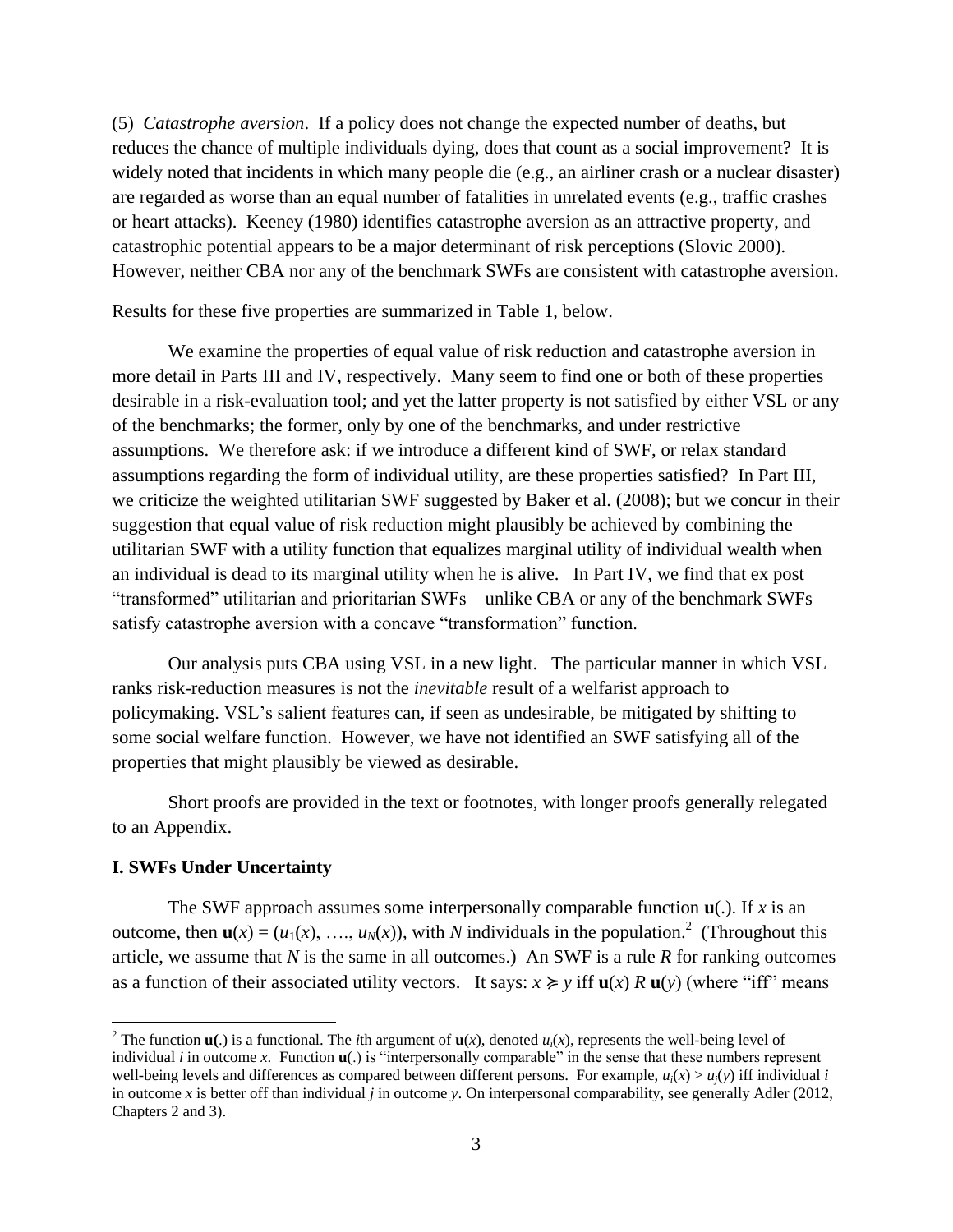(5) *Catastrophe aversion*. If a policy does not change the expected number of deaths, but reduces the chance of multiple individuals dying, does that count as a social improvement? It is widely noted that incidents in which many people die (e.g., an airliner crash or a nuclear disaster) are regarded as worse than an equal number of fatalities in unrelated events (e.g., traffic crashes or heart attacks). Keeney (1980) identifies catastrophe aversion as an attractive property, and catastrophic potential appears to be a major determinant of risk perceptions (Slovic 2000). However, neither CBA nor any of the benchmark SWFs are consistent with catastrophe aversion.

Results for these five properties are summarized in Table 1, below.

We examine the properties of equal value of risk reduction and catastrophe aversion in more detail in Parts III and IV, respectively. Many seem to find one or both of these properties desirable in a risk-evaluation tool; and yet the latter property is not satisfied by either VSL or any of the benchmarks; the former, only by one of the benchmarks, and under restrictive assumptions. We therefore ask: if we introduce a different kind of SWF, or relax standard assumptions regarding the form of individual utility, are these properties satisfied? In Part III, we criticize the weighted utilitarian SWF suggested by Baker et al. (2008); but we concur in their suggestion that equal value of risk reduction might plausibly be achieved by combining the utilitarian SWF with a utility function that equalizes marginal utility of individual wealth when an individual is dead to its marginal utility when he is alive. In Part IV, we find that ex post "transformed" utilitarian and prioritarian SWFs—unlike CBA or any of the benchmark SWFs—satisfy catastrophe aversion with a concave "transformation" function.

Our analysis puts CBA using VSL in a new light. The particular manner in which VSL ranks risk-reduction measures is not the *inevitable* result of a welfarist approach to policymaking. VSL's salient features can, if seen as undesirable, be mitigated by shifting to some social welfare function. However, we have not identified an SWF satisfying all of the properties that might plausibly be viewed as desirable.

Short proofs are provided in the text or footnotes, with longer proofs generally relegated to an Appendix.

## I. SWFs Under Uncertainty

The SWF approach assumes some interpersonally comparable function $\mathbf{u}(.)$. If $x$ is an outcome, then $\mathbf{u}(x) = (u_1(x), \ldots, u_N(x))$, with $N$ individuals in the population.[2] (Throughout this article, we assume that $N$ is the same in all outcomes.) An SWF is a rule $R$ for ranking outcomes as a function of their associated utility vectors. It says: $x \succcurlyeq y$ iff $\mathbf{u}(x)\ R\ \mathbf{u}(y)$ (where "iff" means

[2] The function $\mathbf{u}(.)$ is a functional. The $i$th argument of $\mathbf{u}(x)$, denoted $u_i(x)$, represents the well-being level of individual $i$ in outcome $x$. Function $\mathbf{u}(.)$ is "interpersonally comparable" in the sense that these numbers represent well-being levels and differences as compared between different persons. For example, $u_i(x) > u_j(y)$ iff individual $i$ in outcome $x$ is better off than individual $j$ in outcome $y$. On interpersonal comparability, see generally Adler (2012, Chapters 2 and 3).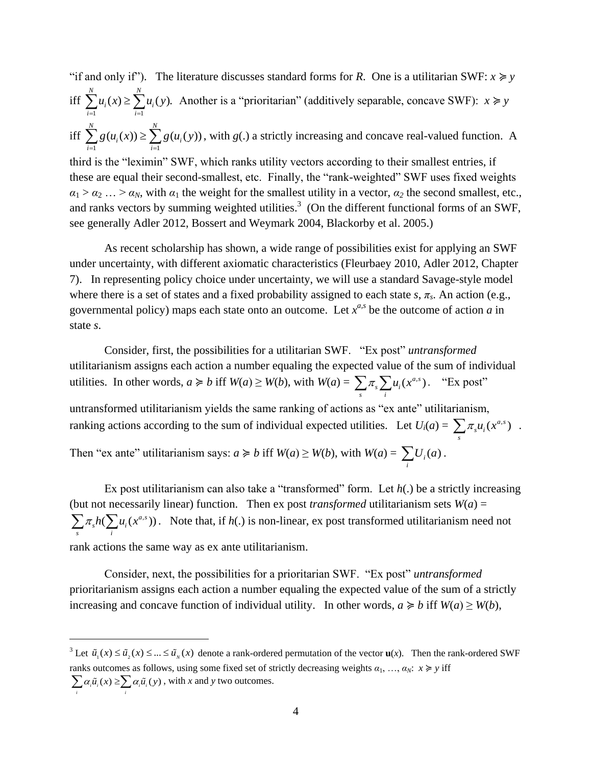"if and only if"). The literature discusses standard forms for *R*. One is a utilitarian SWF: $x \succcurlyeq y$ iff $\sum_{i=1}^{N} u_i(x) \geq \sum_{i=1}^{N} u_i(y)$. Another is a "prioritarian" (additively separable, concave SWF): $x \succcurlyeq y$ iff $\sum_{i=1}^{N} g(u_i(x)) \geq \sum_{i=1}^{N} g(u_i(y))$, with $g(.)$ a strictly increasing and concave real-valued function. A third is the "leximin" SWF, which ranks utility vectors according to their smallest entries, if these are equal their second-smallest, etc. Finally, the "rank-weighted" SWF uses fixed weights $\alpha_1 > \alpha_2 \ldots > \alpha_N$, with $\alpha_1$ the weight for the smallest utility in a vector, $\alpha_2$ the second smallest, etc., and ranks vectors by summing weighted utilities.[3] (On the different functional forms of an SWF, see generally Adler 2012, Bossert and Weymark 2004, Blackorby et al. 2005.)

As recent scholarship has shown, a wide range of possibilities exist for applying an SWF under uncertainty, with different axiomatic characteristics (Fleurbaey 2010, Adler 2012, Chapter 7). In representing policy choice under uncertainty, we will use a standard Savage-style model where there is a set of states and a fixed probability assigned to each state *s*, $\pi_s$. An action (e.g., governmental policy) maps each state onto an outcome. Let $x^{a,s}$ be the outcome of action *a* in state *s*.

Consider, first, the possibilities for a utilitarian SWF. "Ex post" *untransformed* utilitarianism assigns each action a number equaling the expected value of the sum of individual utilities. In other words, $a \succcurlyeq b$ iff $W(a) \geq W(b)$, with $W(a) = \sum_s \pi_s \sum_i u_i(x^{a,s})$. "Ex post" untransformed utilitarianism yields the same ranking of actions as "ex ante" utilitarianism, ranking actions according to the sum of individual expected utilities. Let $U_i(a) = \sum_s \pi_s u_i(x^{a,s})$. Then "ex ante" utilitarianism says: $a \succcurlyeq b$ iff $W(a) \geq W(b)$, with $W(a) = \sum_i U_i(a)$.

Ex post utilitarianism can also take a "transformed" form. Let $h(.)$ be a strictly increasing (but not necessarily linear) function. Then ex post *transformed* utilitarianism sets $W(a) = \sum_s \pi_s h(\sum_i u_i(x^{a,s}))$. Note that, if $h(.)$ is non-linear, ex post transformed utilitarianism need not rank actions the same way as ex ante utilitarianism.

Consider, next, the possibilities for a prioritarian SWF. "Ex post" *untransformed* prioritarianism assigns each action a number equaling the expected value of the sum of a strictly increasing and concave function of individual utility. In other words, $a \succcurlyeq b$ iff $W(a) \geq W(b)$,

---

[3] Let $\tilde{u}_1(x) \leq \tilde{u}_2(x) \leq \ldots \leq \tilde{u}_N(x)$ denote a rank-ordered permutation of the vector $\mathbf{u}(x)$. Then the rank-ordered SWF ranks outcomes as follows, using some fixed set of strictly decreasing weights $\alpha_1, \ldots, \alpha_N$: $x \succcurlyeq y$ iff $\sum_i \alpha_i \tilde{u}_i(x) \geq \sum_i \alpha_i \tilde{u}_i(y)$, with *x* and *y* two outcomes.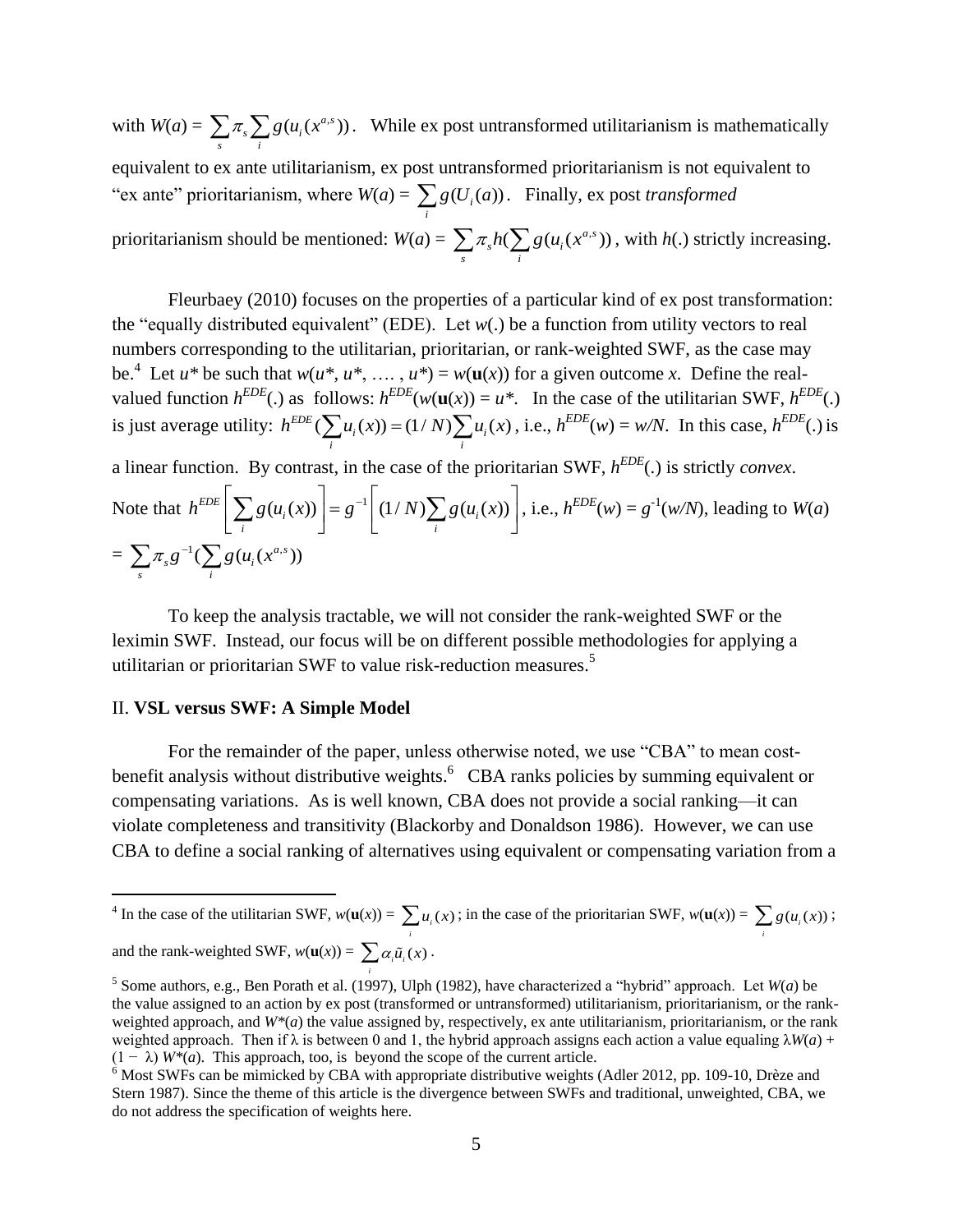with $W(a) = \sum_s \pi_s \sum_i g(u_i(x^{a,s}))$. While ex post untransformed utilitarianism is mathematically equivalent to ex ante utilitarianism, ex post untransformed prioritarianism is not equivalent to "ex ante" prioritarianism, where $W(a) = \sum_i g(U_i(a))$. Finally, ex post *transformed* prioritarianism should be mentioned: $W(a) = \sum_s \pi_s h(\sum_i g(u_i(x^{a,s})))$, with $h(.)$ strictly increasing.

Fleurbaey (2010) focuses on the properties of a particular kind of ex post transformation: the "equally distributed equivalent" (EDE). Let $w(.)$ be a function from utility vectors to real numbers corresponding to the utilitarian, prioritarian, or rank-weighted SWF, as the case may be.[4] Let $u^*$ be such that $w(u^*, u^*, \ldots, u^*) = w(\mathbf{u}(x))$ for a given outcome $x$. Define the real-valued function $h^{EDE}(.)$ as follows: $h^{EDE}(w(\mathbf{u}(x)) = u^*$. In the case of the utilitarian SWF, $h^{EDE}(.)$ is just average utility: $h^{EDE}(\sum_i u_i(x)) = (1/N)\sum_i u_i(x)$, i.e., $h^{EDE}(w) = w/N$. In this case, $h^{EDE}(.)$ is a linear function. By contrast, in the case of the prioritarian SWF, $h^{EDE}(.)$ is strictly *convex*. Note that $h^{EDE}\left[\sum_i g(u_i(x))\right] = g^{-1}\left[(1/N)\sum_i g(u_i(x))\right]$, i.e., $h^{EDE}(w) = g^{-1}(w/N)$, leading to $W(a) = \sum_s \pi_s g^{-1}(\sum_i g(u_i(x^{a,s}))$

To keep the analysis tractable, we will not consider the rank-weighted SWF or the leximin SWF. Instead, our focus will be on different possible methodologies for applying a utilitarian or prioritarian SWF to value risk-reduction measures.[5]

## II. **VSL versus SWF: A Simple Model**

For the remainder of the paper, unless otherwise noted, we use "CBA" to mean cost-benefit analysis without distributive weights.[6] CBA ranks policies by summing equivalent or compensating variations. As is well known, CBA does not provide a social ranking—it can violate completeness and transitivity (Blackorby and Donaldson 1986). However, we can use CBA to define a social ranking of alternatives using equivalent or compensating variation from a

---

[4] In the case of the utilitarian SWF, $w(\mathbf{u}(x)) = \sum_i u_i(x)$; in the case of the prioritarian SWF, $w(\mathbf{u}(x)) = \sum_i g(u_i(x))$; and the rank-weighted SWF, $w(\mathbf{u}(x)) = \sum_i \alpha_i \tilde{u}_i(x)$.

[5] Some authors, e.g., Ben Porath et al. (1997), Ulph (1982), have characterized a "hybrid" approach. Let $W(a)$ be the value assigned to an action by ex post (transformed or untransformed) utilitarianism, prioritarianism, or the rank-weighted approach, and $W^*(a)$ the value assigned by, respectively, ex ante utilitarianism, prioritarianism, or the rank weighted approach. Then if $\lambda$ is between 0 and 1, the hybrid approach assigns each action a value equaling $\lambda W(a) + (1 - \lambda) W^*(a)$. This approach, too, is beyond the scope of the current article.

[6] Most SWFs can be mimicked by CBA with appropriate distributive weights (Adler 2012, pp. 109-10, Drèze and Stern 1987). Since the theme of this article is the divergence between SWFs and traditional, unweighted, CBA, we do not address the specification of weights here.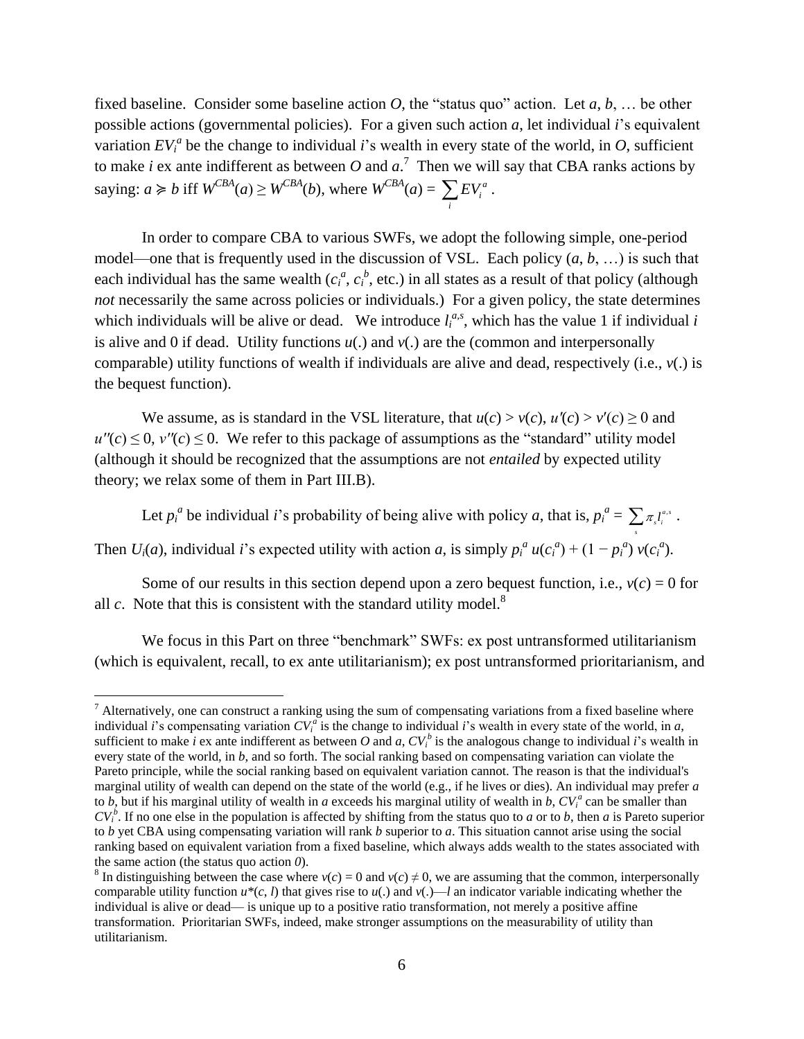fixed baseline. Consider some baseline action $O$, the "status quo" action. Let $a$, $b$, … be other possible actions (governmental policies). For a given such action $a$, let individual $i$'s equivalent variation $EV_i^a$ be the change to individual $i$'s wealth in every state of the world, in $O$, sufficient to make $i$ ex ante indifferent as between $O$ and $a$.[7] Then we will say that CBA ranks actions by saying: $a \succcurlyeq b$ iff $W^{CBA}(a) \geq W^{CBA}(b)$, where $W^{CBA}(a) = \sum_i EV_i^a$ .

In order to compare CBA to various SWFs, we adopt the following simple, one-period model—one that is frequently used in the discussion of VSL. Each policy ($a$, $b$, …) is such that each individual has the same wealth ($c_i^a$, $c_i^b$, etc.) in all states as a result of that policy (although *not* necessarily the same across policies or individuals.) For a given policy, the state determines which individuals will be alive or dead. We introduce $l_i^{a,s}$, which has the value 1 if individual $i$ is alive and 0 if dead. Utility functions $u(.)$ and $v(.)$ are the (common and interpersonally comparable) utility functions of wealth if individuals are alive and dead, respectively (i.e., $v(.)$ is the bequest function).

We assume, as is standard in the VSL literature, that $u(c) > v(c)$, $u'(c) > v'(c) \geq 0$ and $u''(c) \leq 0$, $v''(c) \leq 0$. We refer to this package of assumptions as the "standard" utility model (although it should be recognized that the assumptions are not *entailed* by expected utility theory; we relax some of them in Part III.B).

Let $p_i^a$ be individual $i$'s probability of being alive with policy $a$, that is, $p_i^a = \sum_s \pi_s l_i^{a,s}$ . Then $U_i(a)$, individual $i$'s expected utility with action $a$, is simply $p_i^a\, u(c_i^a) + (1 - p_i^a)\, v(c_i^a)$.

Some of our results in this section depend upon a zero bequest function, i.e., $v(c) = 0$ for all $c$. Note that this is consistent with the standard utility model.[8]

We focus in this Part on three "benchmark" SWFs: ex post untransformed utilitarianism (which is equivalent, recall, to ex ante utilitarianism); ex post untransformed prioritarianism, and

---

[7] Alternatively, one can construct a ranking using the sum of compensating variations from a fixed baseline where individual $i$'s compensating variation $CV_i^a$ is the change to individual $i$'s wealth in every state of the world, in $a$, sufficient to make $i$ ex ante indifferent as between $O$ and $a$, $CV_i^b$ is the analogous change to individual $i$'s wealth in every state of the world, in $b$, and so forth. The social ranking based on compensating variation can violate the Pareto principle, while the social ranking based on equivalent variation cannot. The reason is that the individual's marginal utility of wealth can depend on the state of the world (e.g., if he lives or dies). An individual may prefer $a$ to $b$, but if his marginal utility of wealth in $a$ exceeds his marginal utility of wealth in $b$, $CV_i^a$ can be smaller than $CV_i^b$. If no one else in the population is affected by shifting from the status quo to $a$ or to $b$, then $a$ is Pareto superior to $b$ yet CBA using compensating variation will rank $b$ superior to $a$. This situation cannot arise using the social ranking based on equivalent variation from a fixed baseline, which always adds wealth to the states associated with the same action (the status quo action *0*).

[8] In distinguishing between the case where $v(c) = 0$ and $v(c) \neq 0$, we are assuming that the common, interpersonally comparable utility function $u^*(c, l)$ that gives rise to $u(.)$ and $v(.)$—$l$ an indicator variable indicating whether the individual is alive or dead— is unique up to a positive ratio transformation, not merely a positive affine transformation. Prioritarian SWFs, indeed, make stronger assumptions on the measurability of utility than utilitarianism.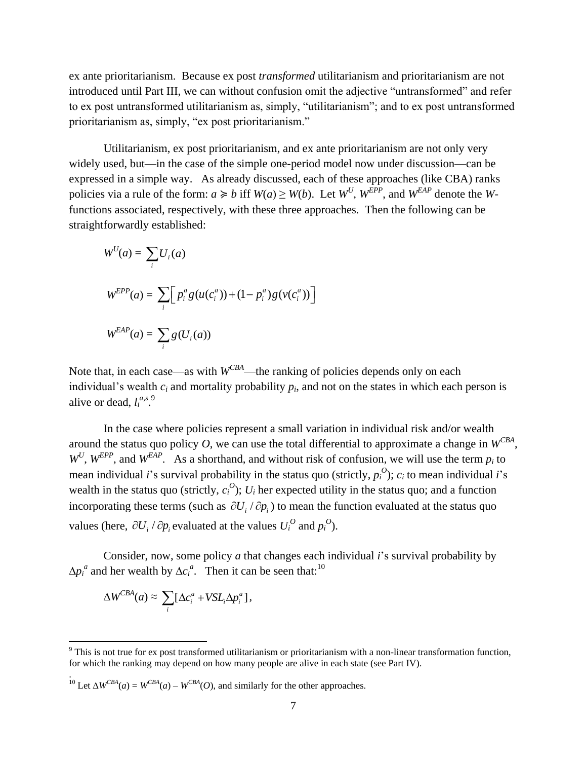ex ante prioritarianism. Because ex post *transformed* utilitarianism and prioritarianism are not introduced until Part III, we can without confusion omit the adjective "untransformed" and refer to ex post untransformed utilitarianism as, simply, "utilitarianism"; and to ex post untransformed prioritarianism as, simply, "ex post prioritarianism."

Utilitarianism, ex post prioritarianism, and ex ante prioritarianism are not only very widely used, but—in the case of the simple one-period model now under discussion—can be expressed in a simple way. As already discussed, each of these approaches (like CBA) ranks policies via a rule of the form: $a \succcurlyeq b$ iff $W(a) \geq W(b)$. Let $W^U$, $W^{EPP}$, and $W^{EAP}$ denote the $W$-functions associated, respectively, with these three approaches. Then the following can be straightforwardly established:

$$W^U(a) = \sum_i U_i(a)$$

$$W^{EPP}(a) = \sum_i \left[ p_i^a g(u(c_i^a)) + (1 - p_i^a) g(v(c_i^a)) \right]$$

$$W^{EAP}(a) = \sum_i g(U_i(a))$$

Note that, in each case—as with $W^{CBA}$—the ranking of policies depends only on each individual's wealth $c_i$ and mortality probability $p_i$, and not on the states in which each person is alive or dead, $l_i^{a,s}$.[9]

In the case where policies represent a small variation in individual risk and/or wealth around the status quo policy $O$, we can use the total differential to approximate a change in $W^{CBA}$, $W^U$, $W^{EPP}$, and $W^{EAP}$. As a shorthand, and without risk of confusion, we will use the term $p_i$ to mean individual $i$'s survival probability in the status quo (strictly, $p_i^O$); $c_i$ to mean individual $i$'s wealth in the status quo (strictly, $c_i^O$); $U_i$ her expected utility in the status quo; and a function incorporating these terms (such as $\partial U_i / \partial p_i$) to mean the function evaluated at the status quo values (here, $\partial U_i / \partial p_i$ evaluated at the values $U_i^O$ and $p_i^O$).

Consider, now, some policy $a$ that changes each individual $i$'s survival probability by $\Delta p_i^a$ and her wealth by $\Delta c_i^a$. Then it can be seen that:[10]

$$\Delta W^{CBA}(a) \approx \sum_i [\Delta c_i^a + VSL_i \Delta p_i^a],$$

[9] This is not true for ex post transformed utilitarianism or prioritarianism with a non-linear transformation function, for which the ranking may depend on how many people are alive in each state (see Part IV).

[10] Let $\Delta W^{CBA}(a) = W^{CBA}(a) - W^{CBA}(O)$, and similarly for the other approaches.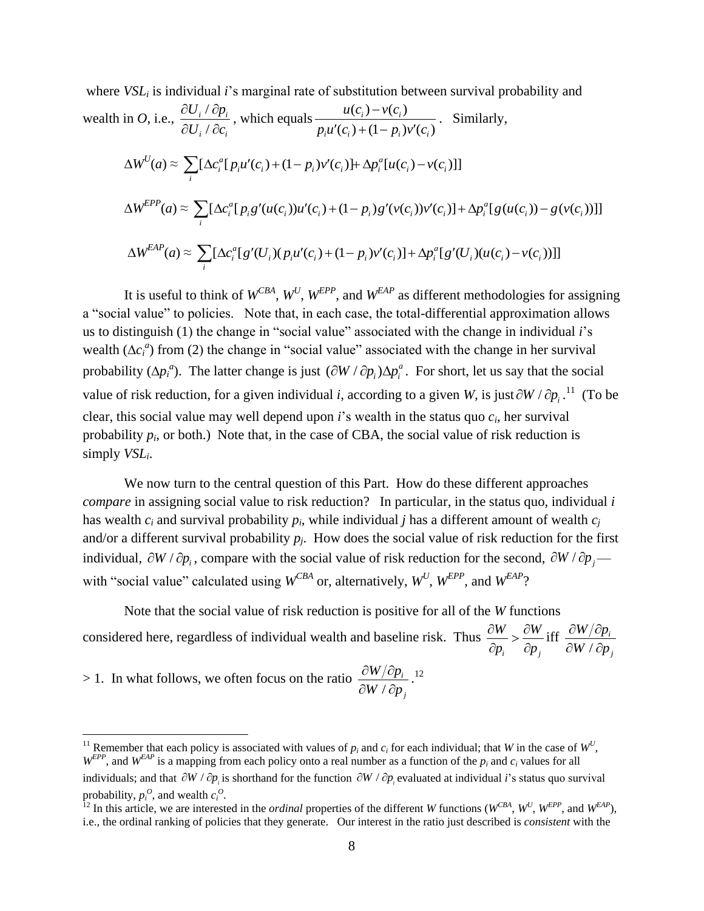where $VSL_i$ is individual $i$'s marginal rate of substitution between survival probability and wealth in $O$, i.e., $\frac{\partial U_i / \partial p_i}{\partial U_i / \partial c_i}$, which equals $\frac{u(c_i) - v(c_i)}{p_i u'(c_i) + (1 - p_i) v'(c_i)}$. Similarly,

$$\Delta W^U(a) \approx \sum_i [\Delta c_i^a [p_i u'(c_i) + (1 - p_i) v'(c_i)] + \Delta p_i^a [u(c_i) - v(c_i)]]$$

$$\Delta W^{EPP}(a) \approx \sum_i [\Delta c_i^a [p_i g'(u(c_i)) u'(c_i) + (1 - p_i) g'(v(c_i)) v'(c_i)] + \Delta p_i^a [g(u(c_i)) - g(v(c_i))]]$$

$$\Delta W^{EAP}(a) \approx \sum_i [\Delta c_i^a [g'(U_i)(p_i u'(c_i) + (1 - p_i) v'(c_i)] + \Delta p_i^a [g'(U_i)(u(c_i) - v(c_i))]]$$

It is useful to think of $W^{CBA}$, $W^U$, $W^{EPP}$, and $W^{EAP}$ as different methodologies for assigning a "social value" to policies. Note that, in each case, the total-differential approximation allows us to distinguish (1) the change in "social value" associated with the change in individual $i$'s wealth ($\Delta c_i^a$) from (2) the change in "social value" associated with the change in her survival probability ($\Delta p_i^a$). The latter change is just $(\partial W / \partial p_i) \Delta p_i^a$. For short, let us say that the social value of risk reduction, for a given individual $i$, according to a given $W$, is just $\partial W / \partial p_i$.[11] (To be clear, this social value may well depend upon $i$'s wealth in the status quo $c_i$, her survival probability $p_i$, or both.) Note that, in the case of CBA, the social value of risk reduction is simply $VSL_i$.

We now turn to the central question of this Part. How do these different approaches *compare* in assigning social value to risk reduction? In particular, in the status quo, individual $i$ has wealth $c_i$ and survival probability $p_i$, while individual $j$ has a different amount of wealth $c_j$ and/or a different survival probability $p_j$. How does the social value of risk reduction for the first individual, $\partial W / \partial p_i$, compare with the social value of risk reduction for the second, $\partial W / \partial p_j$—with "social value" calculated using $W^{CBA}$ or, alternatively, $W^U$, $W^{EPP}$, and $W^{EAP}$?

Note that the social value of risk reduction is positive for all of the $W$ functions considered here, regardless of individual wealth and baseline risk. Thus $\frac{\partial W}{\partial p_i} > \frac{\partial W}{\partial p_j}$ iff $\frac{\partial W / \partial p_i}{\partial W / \partial p_j}$ > 1. In what follows, we often focus on the ratio $\frac{\partial W / \partial p_i}{\partial W / \partial p_j}$.[12]

---

[11] Remember that each policy is associated with values of $p_i$ and $c_i$ for each individual; that $W$ in the case of $W^U$, $W^{EPP}$, and $W^{EAP}$ is a mapping from each policy onto a real number as a function of the $p_i$ and $c_i$ values for all individuals; and that $\partial W / \partial p_i$ is shorthand for the function $\partial W / \partial p_i$ evaluated at individual $i$'s status quo survival probability, $p_i^O$, and wealth $c_i^O$.

[12] In this article, we are interested in the *ordinal* properties of the different $W$ functions ($W^{CBA}$, $W^U$, $W^{EPP}$, and $W^{EAP}$), i.e., the ordinal ranking of policies that they generate. Our interest in the ratio just described is *consistent* with the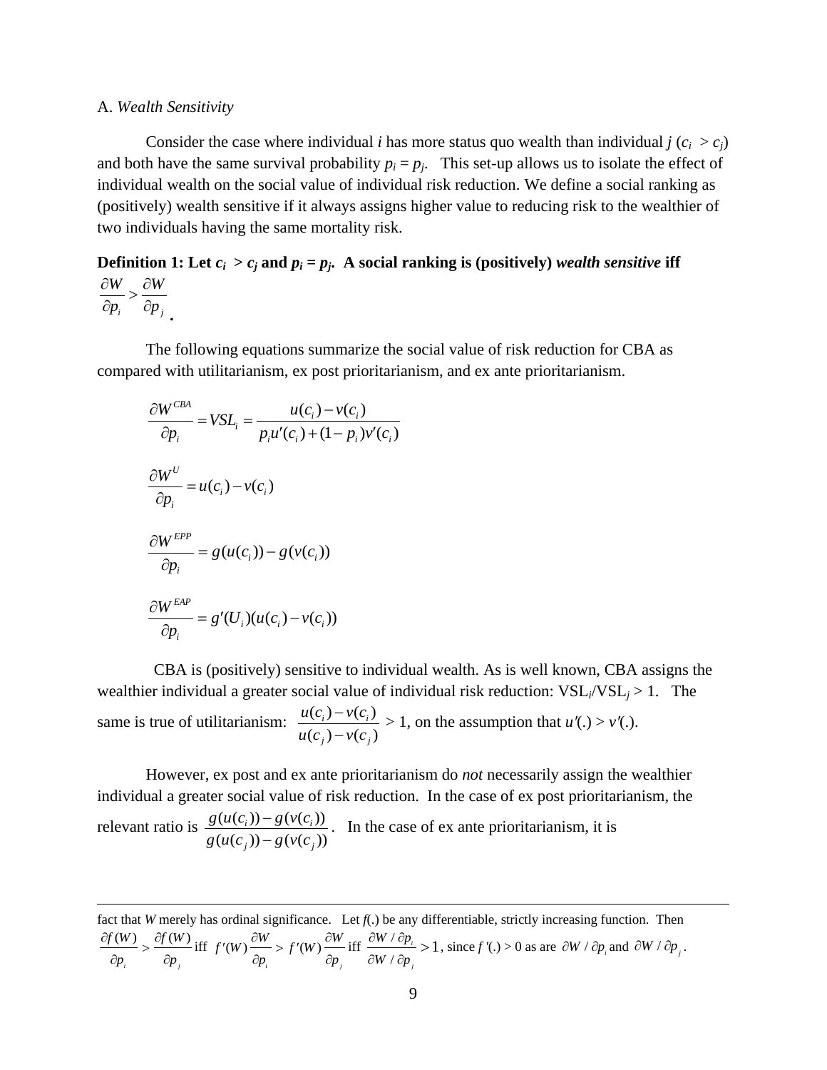A. *Wealth Sensitivity*

Consider the case where individual *i* has more status quo wealth than individual *j* ($c_i > c_j$) and both have the same survival probability $p_i = p_j$. This set-up allows us to isolate the effect of individual wealth on the social value of individual risk reduction. We define a social ranking as (positively) wealth sensitive if it always assigns higher value to reducing risk to the wealthier of two individuals having the same mortality risk.

**Definition 1: Let $c_i > c_j$ and $p_i = p_j$. A social ranking is (positively) *wealth sensitive* iff** $\frac{\partial W}{\partial p_i} > \frac{\partial W}{\partial p_j}$.

The following equations summarize the social value of risk reduction for CBA as compared with utilitarianism, ex post prioritarianism, and ex ante prioritarianism.

$$\frac{\partial W^{CBA}}{\partial p_i} = VSL_i = \frac{u(c_i) - v(c_i)}{p_i u'(c_i) + (1 - p_i)v'(c_i)}$$

$$\frac{\partial W^{U}}{\partial p_i} = u(c_i) - v(c_i)$$

$$\frac{\partial W^{EPP}}{\partial p_i} = g(u(c_i)) - g(v(c_i))$$

$$\frac{\partial W^{EAP}}{\partial p_i} = g'(U_i)(u(c_i) - v(c_i))$$

CBA is (positively) sensitive to individual wealth. As is well known, CBA assigns the wealthier individual a greater social value of individual risk reduction: $\text{VSL}_i/\text{VSL}_j > 1$. The same is true of utilitarianism: $\frac{u(c_i) - v(c_i)}{u(c_j) - v(c_j)} > 1$, on the assumption that $u'(.) > v'(.)$.

However, ex post and ex ante prioritarianism do *not* necessarily assign the wealthier individual a greater social value of risk reduction. In the case of ex post prioritarianism, the relevant ratio is $\frac{g(u(c_i)) - g(v(c_i))}{g(u(c_j)) - g(v(c_j))}$. In the case of ex ante prioritarianism, it is

---

fact that $W$ merely has ordinal significance. Let $f(.)$ be any differentiable, strictly increasing function. Then $\frac{\partial f(W)}{\partial p_i} > \frac{\partial f(W)}{\partial p_j}$ iff $f'(W)\frac{\partial W}{\partial p_i} > f'(W)\frac{\partial W}{\partial p_j}$ iff $\frac{\partial W / \partial p_i}{\partial W / \partial p_j} > 1$, since $f'(.) > 0$ as are $\partial W / \partial p_i$ and $\partial W / \partial p_j$.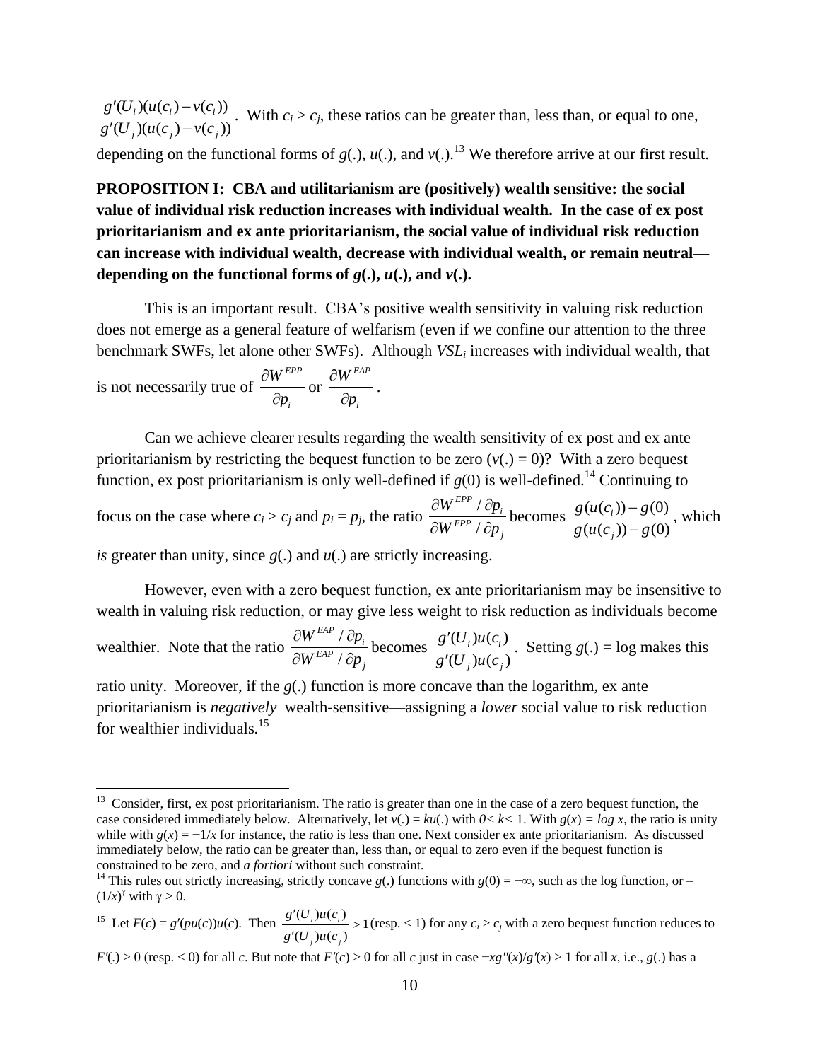$\frac{g'(U_i)(u(c_i)-v(c_i))}{g'(U_j)(u(c_j)-v(c_j))}$. With $c_i > c_j$, these ratios can be greater than, less than, or equal to one, depending on the functional forms of $g(.)$, $u(.)$, and $v(.)$.[13] We therefore arrive at our first result.

**PROPOSITION I: CBA and utilitarianism are (positively) wealth sensitive: the social value of individual risk reduction increases with individual wealth. In the case of ex post prioritarianism and ex ante prioritarianism, the social value of individual risk reduction can increase with individual wealth, decrease with individual wealth, or remain neutral—depending on the functional forms of $g(.)$, $u(.)$, and $v(.)$.**

This is an important result. CBA's positive wealth sensitivity in valuing risk reduction does not emerge as a general feature of welfarism (even if we confine our attention to the three benchmark SWFs, let alone other SWFs). Although $VSL_i$ increases with individual wealth, that is not necessarily true of $\frac{\partial W^{EPP}}{\partial p_i}$ or $\frac{\partial W^{EAP}}{\partial p_i}$.

Can we achieve clearer results regarding the wealth sensitivity of ex post and ex ante prioritarianism by restricting the bequest function to be zero ($v(.) = 0$)? With a zero bequest function, ex post prioritarianism is only well-defined if $g(0)$ is well-defined.[14] Continuing to focus on the case where $c_i > c_j$ and $p_i = p_j$, the ratio $\frac{\partial W^{EPP}/\partial p_i}{\partial W^{EPP}/\partial p_j}$ becomes $\frac{g(u(c_i))-g(0)}{g(u(c_j))-g(0)}$, which *is* greater than unity, since $g(.)$ and $u(.)$ are strictly increasing.

However, even with a zero bequest function, ex ante prioritarianism may be insensitive to wealth in valuing risk reduction, or may give less weight to risk reduction as individuals become wealthier. Note that the ratio $\frac{\partial W^{EAP}/\partial p_i}{\partial W^{EAP}/\partial p_j}$ becomes $\frac{g'(U_i)u(c_i)}{g'(U_j)u(c_j)}$. Setting $g(.) = \log$ makes this ratio unity. Moreover, if the $g(.)$ function is more concave than the logarithm, ex ante prioritarianism is *negatively* wealth-sensitive—assigning a *lower* social value to risk reduction for wealthier individuals.[15]

---

[13] Consider, first, ex post prioritarianism. The ratio is greater than one in the case of a zero bequest function, the case considered immediately below. Alternatively, let $v(.) = ku(.)$ with $0 < k < 1$. With $g(x) = \log x$, the ratio is unity while with $g(x) = -1/x$ for instance, the ratio is less than one. Next consider ex ante prioritarianism. As discussed immediately below, the ratio can be greater than, less than, or equal to zero even if the bequest function is constrained to be zero, and *a fortiori* without such constraint.

[14] This rules out strictly increasing, strictly concave $g(.)$ functions with $g(0) = -\infty$, such as the log function, or $-(1/x)^{\gamma}$ with $\gamma > 0$.

[15] Let $F(c) = g'(pu(c))u(c)$. Then $\frac{g'(U_i)u(c_i)}{g'(U_j)u(c_j)} > 1$ (resp. $< 1$) for any $c_i > c_j$ with a zero bequest function reduces to $F'(.) > 0$ (resp. $< 0$) for all $c$. But note that $F'(c) > 0$ for all $c$ just in case $-xg''(x)/g'(x) > 1$ for all $x$, i.e., $g(.)$ has a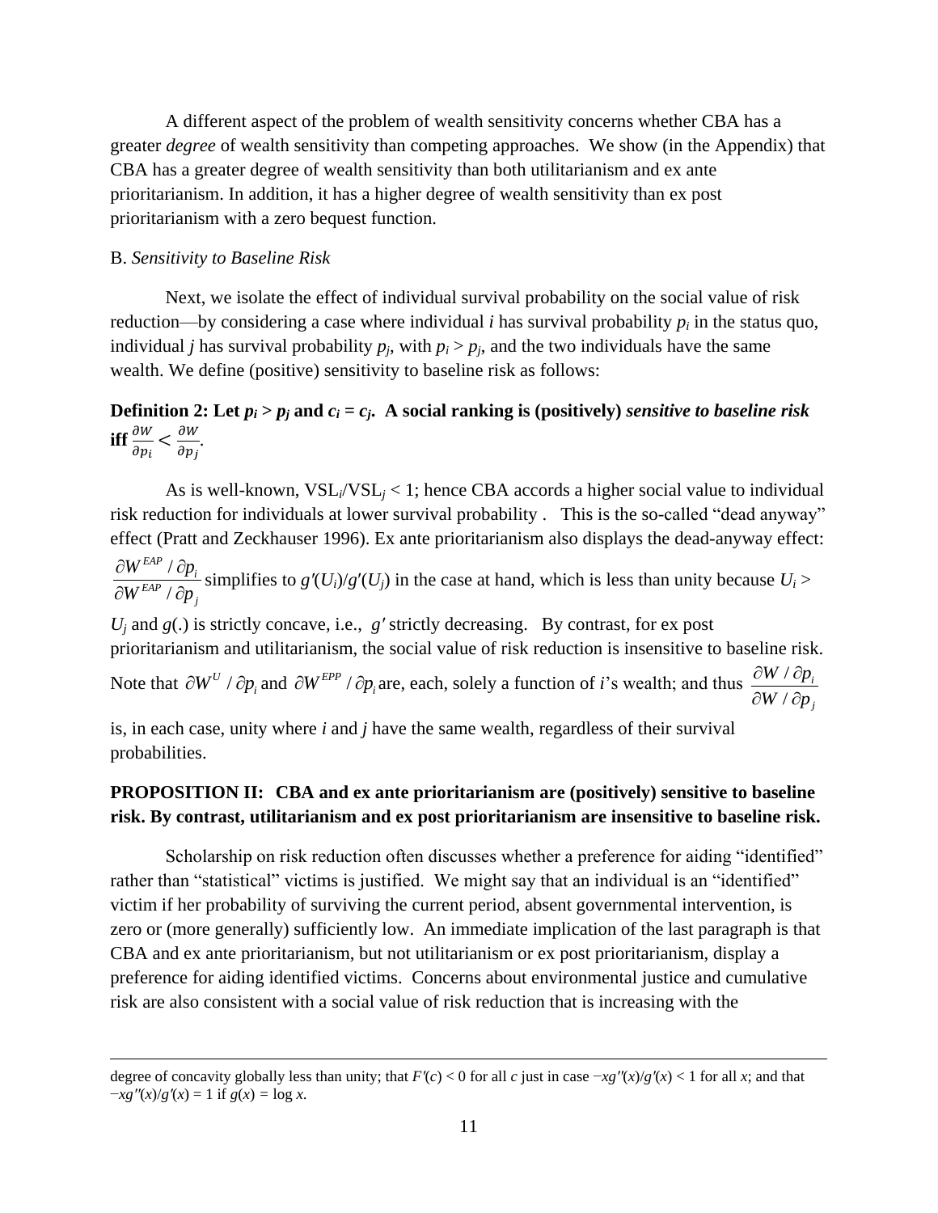A different aspect of the problem of wealth sensitivity concerns whether CBA has a greater *degree* of wealth sensitivity than competing approaches. We show (in the Appendix) that CBA has a greater degree of wealth sensitivity than both utilitarianism and ex ante prioritarianism. In addition, it has a higher degree of wealth sensitivity than ex post prioritarianism with a zero bequest function.

B. *Sensitivity to Baseline Risk*

Next, we isolate the effect of individual survival probability on the social value of risk reduction—by considering a case where individual $i$ has survival probability $p_i$ in the status quo, individual $j$ has survival probability $p_j$, with $p_i > p_j$, and the two individuals have the same wealth. We define (positive) sensitivity to baseline risk as follows:

**Definition 2: Let $p_i > p_j$ and $c_i = c_j$. A social ranking is (positively) *sensitive to baseline risk* iff $\frac{\partial W}{\partial p_i} < \frac{\partial W}{\partial p_j}$.**

As is well-known, $VSL_i/VSL_j < 1$; hence CBA accords a higher social value to individual risk reduction for individuals at lower survival probability . This is the so-called "dead anyway" effect (Pratt and Zeckhauser 1996). Ex ante prioritarianism also displays the dead-anyway effect: $\frac{\partial W^{EAP} / \partial p_i}{\partial W^{EAP} / \partial p_j}$ simplifies to $g'(U_i)/g'(U_j)$ in the case at hand, which is less than unity because $U_i > U_j$ and $g(.)$ is strictly concave, i.e., $g'$ strictly decreasing. By contrast, for ex post prioritarianism and utilitarianism, the social value of risk reduction is insensitive to baseline risk. Note that $\partial W^{U} / \partial p_i$ and $\partial W^{EPP} / \partial p_i$ are, each, solely a function of $i$'s wealth; and thus $\frac{\partial W / \partial p_i}{\partial W / \partial p_j}$ is, in each case, unity where $i$ and $j$ have the same wealth, regardless of their survival probabilities.

**PROPOSITION II: CBA and ex ante prioritarianism are (positively) sensitive to baseline risk. By contrast, utilitarianism and ex post prioritarianism are insensitive to baseline risk.**

Scholarship on risk reduction often discusses whether a preference for aiding "identified" rather than "statistical" victims is justified. We might say that an individual is an "identified" victim if her probability of surviving the current period, absent governmental intervention, is zero or (more generally) sufficiently low. An immediate implication of the last paragraph is that CBA and ex ante prioritarianism, but not utilitarianism or ex post prioritarianism, display a preference for aiding identified victims. Concerns about environmental justice and cumulative risk are also consistent with a social value of risk reduction that is increasing with the

---

degree of concavity globally less than unity; that $F'(c) < 0$ for all $c$ just in case $-xg''(x)/g'(x) < 1$ for all $x$; and that $-xg''(x)/g'(x) = 1$ if $g(x) = \log x$.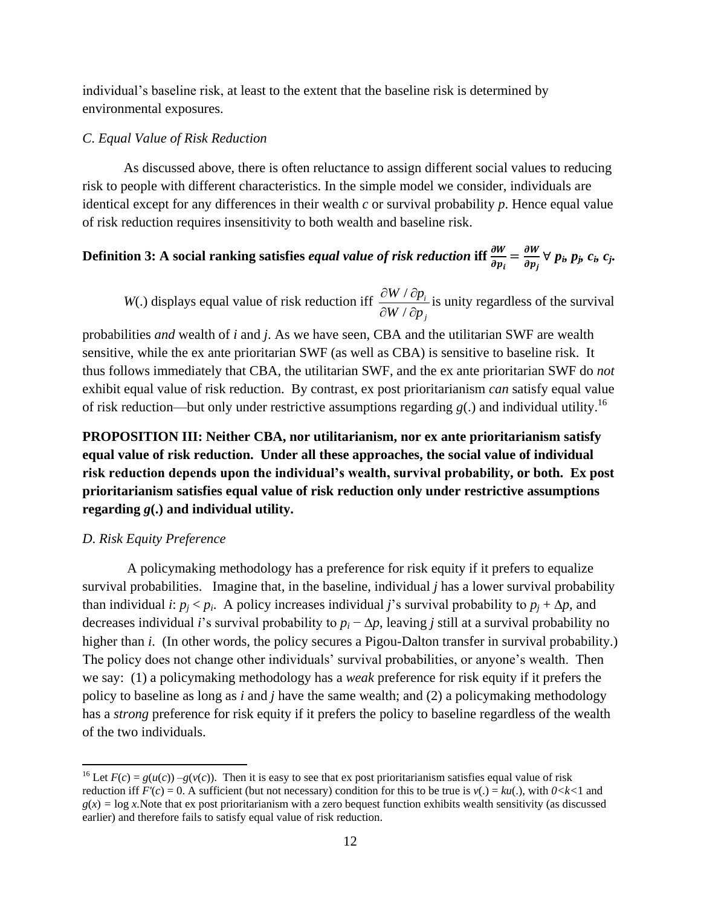individual's baseline risk, at least to the extent that the baseline risk is determined by environmental exposures.

### *C. Equal Value of Risk Reduction*

As discussed above, there is often reluctance to assign different social values to reducing risk to people with different characteristics. In the simple model we consider, individuals are identical except for any differences in their wealth *c* or survival probability *p*. Hence equal value of risk reduction requires insensitivity to both wealth and baseline risk.

**Definition 3: A social ranking satisfies *equal value of risk reduction* iff $\frac{\partial W}{\partial p_i} = \frac{\partial W}{\partial p_j}$ $\forall$ $p_i$, $p_j$, $c_i$, $c_j$.**

$W(.)$ displays equal value of risk reduction iff $\frac{\partial W / \partial p_i}{\partial W / \partial p_j}$ is unity regardless of the survival probabilities *and* wealth of *i* and *j*. As we have seen, CBA and the utilitarian SWF are wealth sensitive, while the ex ante prioritarian SWF (as well as CBA) is sensitive to baseline risk. It thus follows immediately that CBA, the utilitarian SWF, and the ex ante prioritarian SWF do *not* exhibit equal value of risk reduction. By contrast, ex post prioritarianism *can* satisfy equal value of risk reduction—but only under restrictive assumptions regarding $g(.)$ and individual utility.[16]

**PROPOSITION III: Neither CBA, nor utilitarianism, nor ex ante prioritarianism satisfy equal value of risk reduction. Under all these approaches, the social value of individual risk reduction depends upon the individual's wealth, survival probability, or both. Ex post prioritarianism satisfies equal value of risk reduction only under restrictive assumptions regarding $g(.)$ and individual utility.**

### *D. Risk Equity Preference*

A policymaking methodology has a preference for risk equity if it prefers to equalize survival probabilities. Imagine that, in the baseline, individual *j* has a lower survival probability than individual *i*: $p_j < p_i$. A policy increases individual *j*'s survival probability to $p_j + \Delta p$, and decreases individual *i*'s survival probability to $p_i - \Delta p$, leaving *j* still at a survival probability no higher than *i*. (In other words, the policy secures a Pigou-Dalton transfer in survival probability.) The policy does not change other individuals' survival probabilities, or anyone's wealth. Then we say: (1) a policymaking methodology has a *weak* preference for risk equity if it prefers the policy to baseline as long as *i* and *j* have the same wealth; and (2) a policymaking methodology has a *strong* preference for risk equity if it prefers the policy to baseline regardless of the wealth of the two individuals.

---

[16] Let $F(c) = g(u(c)) - g(v(c))$. Then it is easy to see that ex post prioritarianism satisfies equal value of risk reduction iff $F'(c) = 0$. A sufficient (but not necessary) condition for this to be true is $v(.) = ku(.)$, with $0<k<1$ and $g(x) = \log x$. Note that ex post prioritarianism with a zero bequest function exhibits wealth sensitivity (as discussed earlier) and therefore fails to satisfy equal value of risk reduction.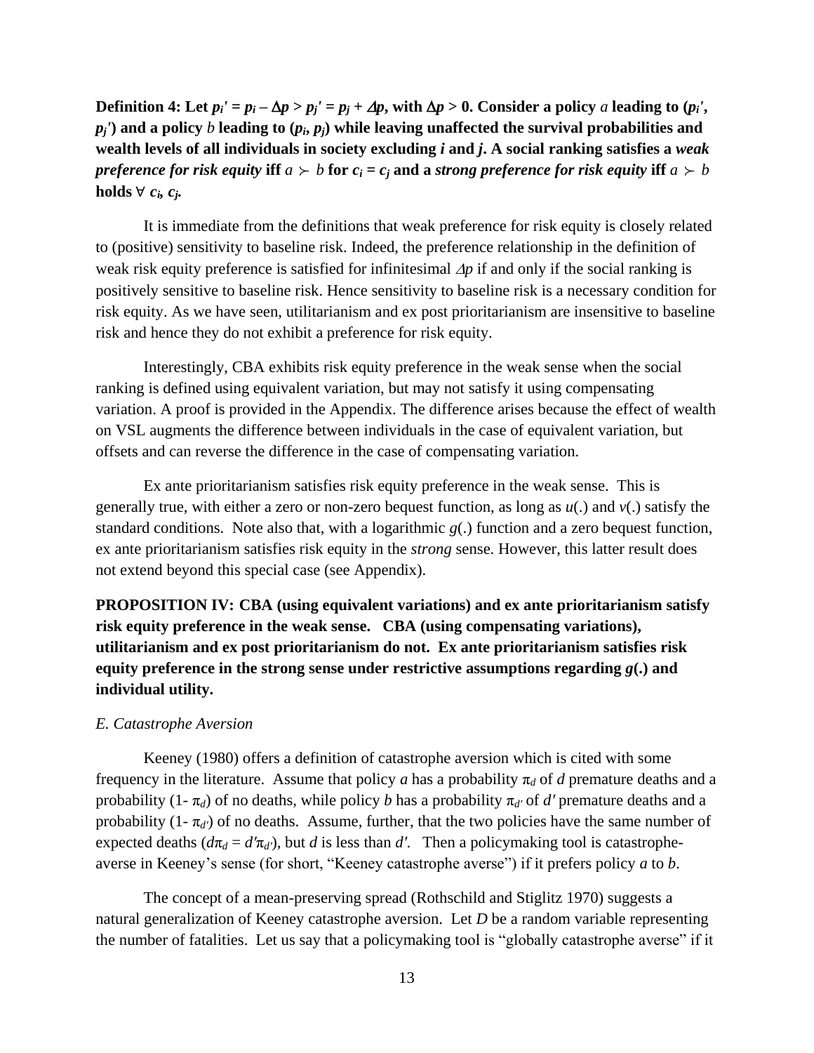**Definition 4: Let $p_i' = p_i - \Delta p > p_j' = p_j + \Delta p$, with $\Delta p > 0$. Consider a policy $a$ leading to ($p_i'$, $p_j'$) and a policy $b$ leading to ($p_i$, $p_j$) while leaving unaffected the survival probabilities and wealth levels of all individuals in society excluding *i* and *j*. A social ranking satisfies a *weak preference for risk equity* iff $a \succ b$ for $c_i = c_j$ and a *strong preference for risk equity* iff $a \succ b$ holds $\forall$ $c_i$, $c_j$.**

It is immediate from the definitions that weak preference for risk equity is closely related to (positive) sensitivity to baseline risk. Indeed, the preference relationship in the definition of weak risk equity preference is satisfied for infinitesimal $\Delta p$ if and only if the social ranking is positively sensitive to baseline risk. Hence sensitivity to baseline risk is a necessary condition for risk equity. As we have seen, utilitarianism and ex post prioritarianism are insensitive to baseline risk and hence they do not exhibit a preference for risk equity.

Interestingly, CBA exhibits risk equity preference in the weak sense when the social ranking is defined using equivalent variation, but may not satisfy it using compensating variation. A proof is provided in the Appendix. The difference arises because the effect of wealth on VSL augments the difference between individuals in the case of equivalent variation, but offsets and can reverse the difference in the case of compensating variation.

Ex ante prioritarianism satisfies risk equity preference in the weak sense. This is generally true, with either a zero or non-zero bequest function, as long as $u(.)$ and $v(.)$ satisfy the standard conditions. Note also that, with a logarithmic $g(.)$ function and a zero bequest function, ex ante prioritarianism satisfies risk equity in the *strong* sense. However, this latter result does not extend beyond this special case (see Appendix).

**PROPOSITION IV: CBA (using equivalent variations) and ex ante prioritarianism satisfy risk equity preference in the weak sense. CBA (using compensating variations), utilitarianism and ex post prioritarianism do not. Ex ante prioritarianism satisfies risk equity preference in the strong sense under restrictive assumptions regarding $g(.)$ and individual utility.**

*E. Catastrophe Aversion*

Keeney (1980) offers a definition of catastrophe aversion which is cited with some frequency in the literature. Assume that policy *a* has a probability $\pi_d$ of *d* premature deaths and a probability (1- $\pi_d$) of no deaths, while policy *b* has a probability $\pi_{d'}$ of $d'$ premature deaths and a probability (1- $\pi_{d'}$) of no deaths. Assume, further, that the two policies have the same number of expected deaths ($d\pi_d = d'\pi_{d'}$), but *d* is less than $d'$. Then a policymaking tool is catastrophe-averse in Keeney's sense (for short, "Keeney catastrophe averse") if it prefers policy *a* to *b*.

The concept of a mean-preserving spread (Rothschild and Stiglitz 1970) suggests a natural generalization of Keeney catastrophe aversion. Let *D* be a random variable representing the number of fatalities. Let us say that a policymaking tool is "globally catastrophe averse" if it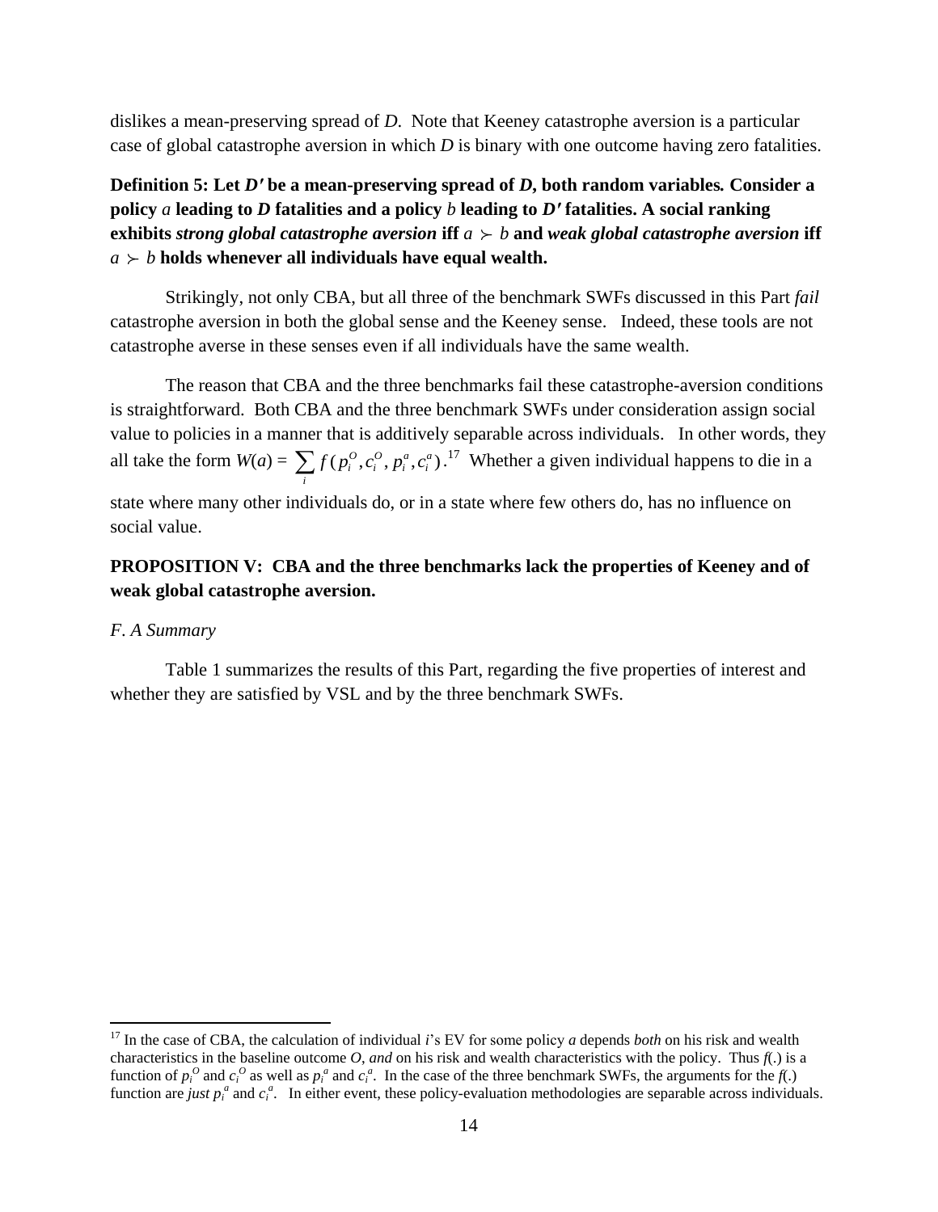dislikes a mean-preserving spread of *D*. Note that Keeney catastrophe aversion is a particular case of global catastrophe aversion in which *D* is binary with one outcome having zero fatalities.

**Definition 5: Let *D′* be a mean-preserving spread of *D*, both random variables. Consider a policy $a$ leading to *D* fatalities and a policy $b$ leading to *D′* fatalities. A social ranking exhibits *strong global catastrophe aversion* iff $a \succ b$ and *weak global catastrophe aversion* iff $a \succ b$ holds whenever all individuals have equal wealth.**

Strikingly, not only CBA, but all three of the benchmark SWFs discussed in this Part *fail* catastrophe aversion in both the global sense and the Keeney sense. Indeed, these tools are not catastrophe averse in these senses even if all individuals have the same wealth.

The reason that CBA and the three benchmarks fail these catastrophe-aversion conditions is straightforward. Both CBA and the three benchmark SWFs under consideration assign social value to policies in a manner that is additively separable across individuals. In other words, they all take the form $W(a) = \sum_i f(p_i^O, c_i^O, p_i^a, c_i^a)$.[17] Whether a given individual happens to die in a state where many other individuals do, or in a state where few others do, has no influence on social value.

**PROPOSITION V: CBA and the three benchmarks lack the properties of Keeney and of weak global catastrophe aversion.**

*F. A Summary*

Table 1 summarizes the results of this Part, regarding the five properties of interest and whether they are satisfied by VSL and by the three benchmark SWFs.

[17] In the case of CBA, the calculation of individual *i*'s EV for some policy *a* depends *both* on his risk and wealth characteristics in the baseline outcome *O*, *and* on his risk and wealth characteristics with the policy. Thus *f*(.) is a function of $p_i^O$ and $c_i^O$ as well as $p_i^a$ and $c_i^a$. In the case of the three benchmark SWFs, the arguments for the *f*(.) function are *just* $p_i^a$ and $c_i^a$. In either event, these policy-evaluation methodologies are separable across individuals.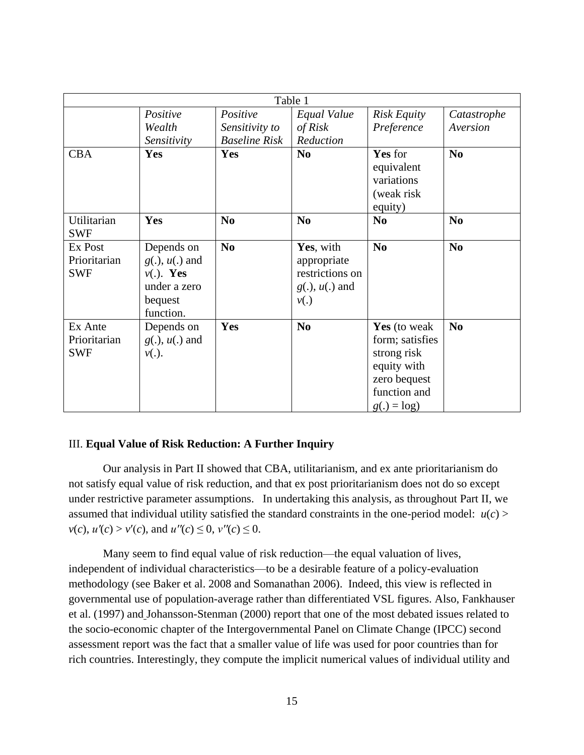| Table 1 | | | | | |
|---|---|---|---|---|---|
| | *Positive Wealth Sensitivity* | *Positive Sensitivity to Baseline Risk* | *Equal Value of Risk Reduction* | *Risk Equity Preference* | *Catastrophe Aversion* |
| CBA | **Yes** | **Yes** | **No** | **Yes** for equivalent variations (weak risk equity) | **No** |
| Utilitarian SWF | **Yes** | **No** | **No** | **No** | **No** |
| Ex Post Prioritarian SWF | Depends on $g(.)$, $u(.)$ and $v(.)$. **Yes** under a zero bequest function. | **No** | **Yes**, with appropriate restrictions on $g(.)$, $u(.)$ and $v(.)$ | **No** | **No** |
| Ex Ante Prioritarian SWF | Depends on $g(.)$, $u(.)$ and $v(.)$. | **Yes** | **No** | **Yes** (to weak form; satisfies strong risk equity with zero bequest function and $g(.) = \log$) | **No** |

III. **Equal Value of Risk Reduction: A Further Inquiry**

Our analysis in Part II showed that CBA, utilitarianism, and ex ante prioritarianism do not satisfy equal value of risk reduction, and that ex post prioritarianism does not do so except under restrictive parameter assumptions. In undertaking this analysis, as throughout Part II, we assumed that individual utility satisfied the standard constraints in the one-period model: $u(c) > v(c)$, $u'(c) > v'(c)$, and $u''(c) \leq 0$, $v''(c) \leq 0$.

Many seem to find equal value of risk reduction—the equal valuation of lives, independent of individual characteristics—to be a desirable feature of a policy-evaluation methodology (see Baker et al. 2008 and Somanathan 2006). Indeed, this view is reflected in governmental use of population-average rather than differentiated VSL figures. Also, Fankhauser et al. (1997) and Johansson-Stenman (2000) report that one of the most debated issues related to the socio-economic chapter of the Intergovernmental Panel on Climate Change (IPCC) second assessment report was the fact that a smaller value of life was used for poor countries than for rich countries. Interestingly, they compute the implicit numerical values of individual utility and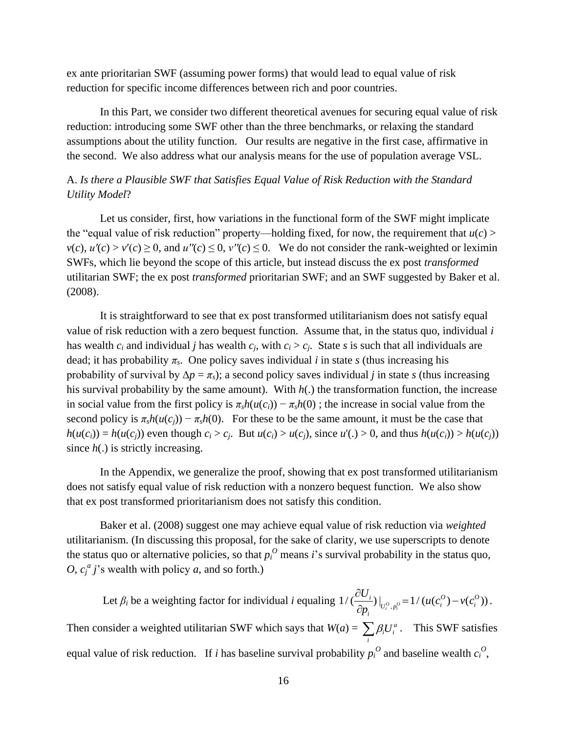ex ante prioritarian SWF (assuming power forms) that would lead to equal value of risk reduction for specific income differences between rich and poor countries.

In this Part, we consider two different theoretical avenues for securing equal value of risk reduction: introducing some SWF other than the three benchmarks, or relaxing the standard assumptions about the utility function. Our results are negative in the first case, affirmative in the second. We also address what our analysis means for the use of population average VSL.

### A. *Is there a Plausible SWF that Satisfies Equal Value of Risk Reduction with the Standard Utility Model*?

Let us consider, first, how variations in the functional form of the SWF might implicate the "equal value of risk reduction" property—holding fixed, for now, the requirement that $u(c) > v(c)$, $u'(c) > v'(c) \geq 0$, and $u''(c) \leq 0$, $v''(c) \leq 0$. We do not consider the rank-weighted or leximin SWFs, which lie beyond the scope of this article, but instead discuss the ex post *transformed* utilitarian SWF; the ex post *transformed* prioritarian SWF; and an SWF suggested by Baker et al. (2008).

It is straightforward to see that ex post transformed utilitarianism does not satisfy equal value of risk reduction with a zero bequest function. Assume that, in the status quo, individual $i$ has wealth $c_i$ and individual $j$ has wealth $c_j$, with $c_i > c_j$. State $s$ is such that all individuals are dead; it has probability $\pi_s$. One policy saves individual $i$ in state $s$ (thus increasing his probability of survival by $\Delta p = \pi_s$); a second policy saves individual $j$ in state $s$ (thus increasing his survival probability by the same amount). With $h(.)$ the transformation function, the increase in social value from the first policy is $\pi_s h(u(c_i)) - \pi_s h(0)$ ; the increase in social value from the second policy is $\pi_s h(u(c_j)) - \pi_s h(0)$. For these to be the same amount, it must be the case that $h(u(c_i)) = h(u(c_j))$ even though $c_i > c_j$. But $u(c_i) > u(c_j)$, since $u'(.) > 0$, and thus $h(u(c_i)) > h(u(c_j))$ since $h(.)$ is strictly increasing.

In the Appendix, we generalize the proof, showing that ex post transformed utilitarianism does not satisfy equal value of risk reduction with a nonzero bequest function. We also show that ex post transformed prioritarianism does not satisfy this condition.

Baker et al. (2008) suggest one may achieve equal value of risk reduction via *weighted* utilitarianism. (In discussing this proposal, for the sake of clarity, we use superscripts to denote the status quo or alternative policies, so that $p_i^O$ means $i$'s survival probability in the status quo, $O$, $c_j^a$ $j$'s wealth with policy $a$, and so forth.)

Let $\beta_i$ be a weighting factor for individual $i$ equaling $1/(\frac{\partial U_i}{\partial p_i})|_{U_i^O, p_i^O} = 1/(u(c_i^O) - v(c_i^O))$.

Then consider a weighted utilitarian SWF which says that $W(a) = \sum_i \beta_i U_i^a$. This SWF satisfies equal value of risk reduction. If $i$ has baseline survival probability $p_i^O$ and baseline wealth $c_i^O$,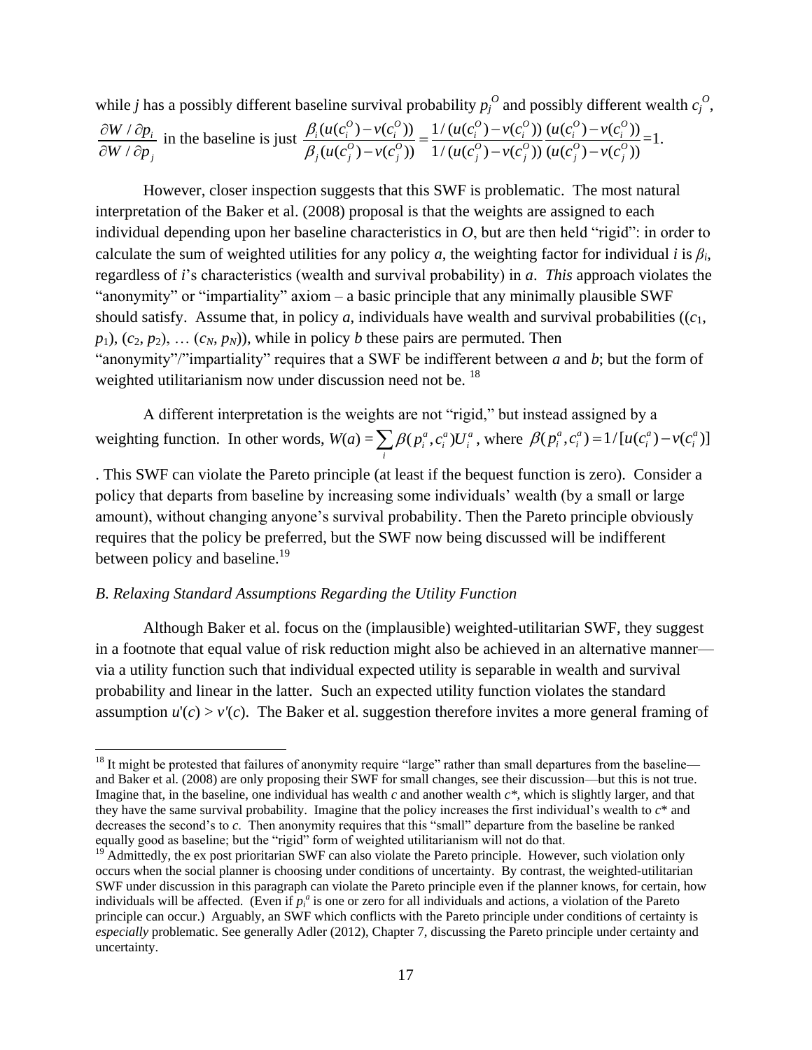while $j$ has a possibly different baseline survival probability $p_j^O$ and possibly different wealth $c_j^O$, $\frac{\partial W / \partial p_i}{\partial W / \partial p_j}$ in the baseline is just $\frac{\beta_i (u(c_i^O) - v(c_i^O))}{\beta_j (u(c_j^O) - v(c_j^O))} = \frac{1/(u(c_i^O) - v(c_i^O))}{1/(u(c_j^O) - v(c_j^O))} \frac{(u(c_i^O) - v(c_i^O))}{(u(c_j^O) - v(c_j^O))} = 1.$

However, closer inspection suggests that this SWF is problematic. The most natural interpretation of the Baker et al. (2008) proposal is that the weights are assigned to each individual depending upon her baseline characteristics in $O$, but are then held "rigid": in order to calculate the sum of weighted utilities for any policy $a$, the weighting factor for individual $i$ is $\beta_i$, regardless of $i$'s characteristics (wealth and survival probability) in $a$. *This* approach violates the "anonymity" or "impartiality" axiom – a basic principle that any minimally plausible SWF should satisfy. Assume that, in policy $a$, individuals have wealth and survival probabilities $((c_1, p_1), (c_2, p_2), \ldots (c_N, p_N))$, while in policy $b$ these pairs are permuted. Then "anonymity"/"impartiality" requires that a SWF be indifferent between $a$ and $b$; but the form of weighted utilitarianism now under discussion need not be. [18]

A different interpretation is the weights are not "rigid," but instead assigned by a weighting function. In other words, $W(a) = \sum_i \beta(p_i^a, c_i^a) U_i^a$, where $\beta(p_i^a, c_i^a) = 1/[u(c_i^a) - v(c_i^a)]$. This SWF can violate the Pareto principle (at least if the bequest function is zero). Consider a policy that departs from baseline by increasing some individuals' wealth (by a small or large amount), without changing anyone's survival probability. Then the Pareto principle obviously requires that the policy be preferred, but the SWF now being discussed will be indifferent between policy and baseline.[19]

*B. Relaxing Standard Assumptions Regarding the Utility Function*

Although Baker et al. focus on the (implausible) weighted-utilitarian SWF, they suggest in a footnote that equal value of risk reduction might also be achieved in an alternative manner—via a utility function such that individual expected utility is separable in wealth and survival probability and linear in the latter. Such an expected utility function violates the standard assumption $u'(c) > v'(c)$. The Baker et al. suggestion therefore invites a more general framing of

---

[18] It might be protested that failures of anonymity require "large" rather than small departures from the baseline—and Baker et al. (2008) are only proposing their SWF for small changes, see their discussion—but this is not true. Imagine that, in the baseline, one individual has wealth $c$ and another wealth $c^*$, which is slightly larger, and that they have the same survival probability. Imagine that the policy increases the first individual's wealth to $c^*$ and decreases the second's to $c$. Then anonymity requires that this "small" departure from the baseline be ranked equally good as baseline; but the "rigid" form of weighted utilitarianism will not do that.

[19] Admittedly, the ex post prioritarian SWF can also violate the Pareto principle. However, such violation only occurs when the social planner is choosing under conditions of uncertainty. By contrast, the weighted-utilitarian SWF under discussion in this paragraph can violate the Pareto principle even if the planner knows, for certain, how individuals will be affected. (Even if $p_i^a$ is one or zero for all individuals and actions, a violation of the Pareto principle can occur.) Arguably, an SWF which conflicts with the Pareto principle under conditions of certainty is *especially* problematic. See generally Adler (2012), Chapter 7, discussing the Pareto principle under certainty and uncertainty.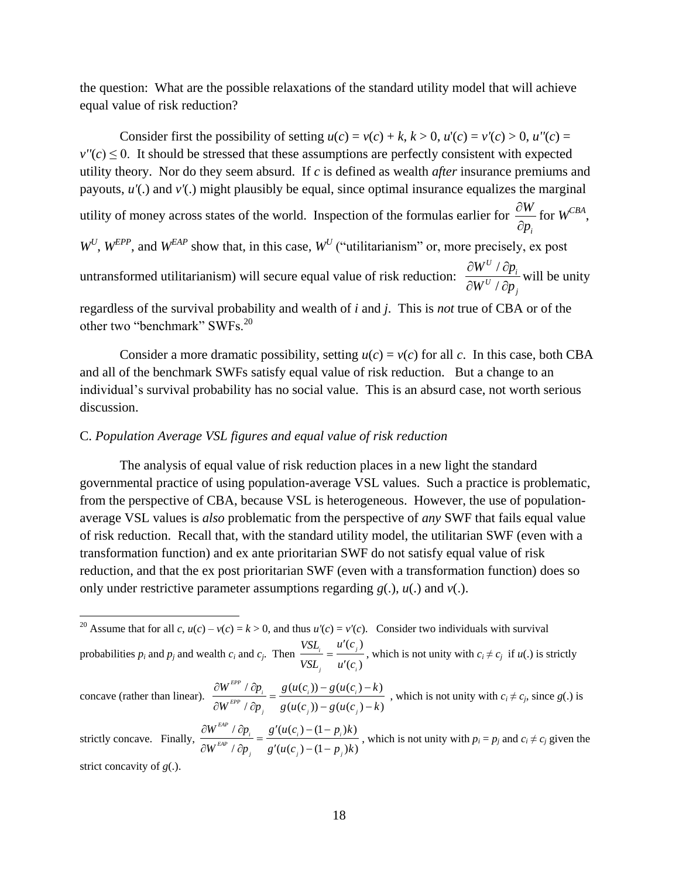the question: What are the possible relaxations of the standard utility model that will achieve equal value of risk reduction?

Consider first the possibility of setting $u(c) = v(c) + k$, $k > 0$, $u'(c) = v'(c) > 0$, $u''(c) = v''(c) \leq 0$. It should be stressed that these assumptions are perfectly consistent with expected utility theory. Nor do they seem absurd. If $c$ is defined as wealth *after* insurance premiums and payouts, $u'(.)$ and $v'(.)$ might plausibly be equal, since optimal insurance equalizes the marginal utility of money across states of the world. Inspection of the formulas earlier for $\frac{\partial W}{\partial p_i}$ for $W^{CBA}$, $W^U$, $W^{EPP}$, and $W^{EAP}$ show that, in this case, $W^U$ ("utilitarianism" or, more precisely, ex post untransformed utilitarianism) will secure equal value of risk reduction: $\frac{\partial W^U / \partial p_i}{\partial W^U / \partial p_j}$ will be unity regardless of the survival probability and wealth of $i$ and $j$. This is *not* true of CBA or of the other two "benchmark" SWFs.[20]

Consider a more dramatic possibility, setting $u(c) = v(c)$ for all $c$. In this case, both CBA and all of the benchmark SWFs satisfy equal value of risk reduction. But a change to an individual's survival probability has no social value. This is an absurd case, not worth serious discussion.

## C. *Population Average VSL figures and equal value of risk reduction*

The analysis of equal value of risk reduction places in a new light the standard governmental practice of using population-average VSL values. Such a practice is problematic, from the perspective of CBA, because VSL is heterogeneous. However, the use of population-average VSL values is *also* problematic from the perspective of *any* SWF that fails equal value of risk reduction. Recall that, with the standard utility model, the utilitarian SWF (even with a transformation function) and ex ante prioritarian SWF do not satisfy equal value of risk reduction, and that the ex post prioritarian SWF (even with a transformation function) does so only under restrictive parameter assumptions regarding $g(.)$, $u(.)$ and $v(.)$.

---

[20] Assume that for all $c$, $u(c) - v(c) = k > 0$, and thus $u'(c) = v'(c)$. Consider two individuals with survival probabilities $p_i$ and $p_j$ and wealth $c_i$ and $c_j$. Then $\frac{VSL_i}{VSL_j} = \frac{u'(c_j)}{u'(c_i)}$, which is not unity with $c_i \neq c_j$ if $u(.)$ is strictly concave (rather than linear). $\frac{\partial W^{EPP} / \partial p_i}{\partial W^{EPP} / \partial p_j} = \frac{g(u(c_i)) - g(u(c_i) - k)}{g(u(c_j)) - g(u(c_j) - k)}$, which is not unity with $c_i \neq c_j$, since $g(.)$ is strictly concave. Finally, $\frac{\partial W^{EAP} / \partial p_i}{\partial W^{EAP} / \partial p_j} = \frac{g'(u(c_i) - (1 - p_i)k)}{g'(u(c_j) - (1 - p_j)k)}$, which is not unity with $p_i = p_j$ and $c_i \neq c_j$ given the strict concavity of $g(.)$.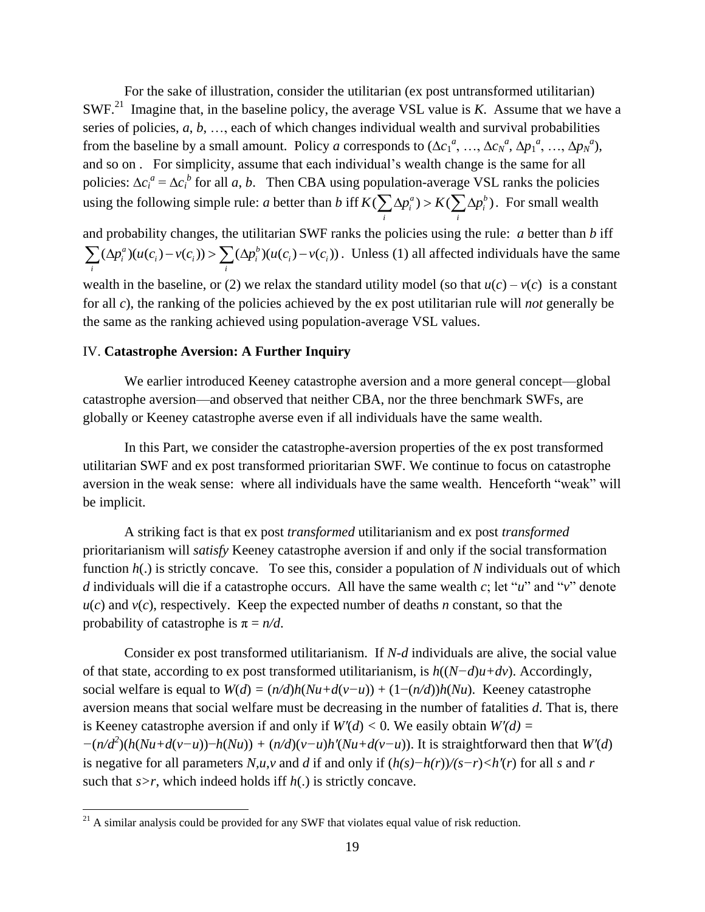For the sake of illustration, consider the utilitarian (ex post untransformed utilitarian) SWF.[21] Imagine that, in the baseline policy, the average VSL value is $K$. Assume that we have a series of policies, $a$, $b$, …, each of which changes individual wealth and survival probabilities from the baseline by a small amount. Policy $a$ corresponds to $(\Delta c_1^a, \ldots, \Delta c_N^a, \Delta p_1^a, \ldots, \Delta p_N^a)$, and so on . For simplicity, assume that each individual's wealth change is the same for all policies: $\Delta c_i^a = \Delta c_i^b$ for all $a$, $b$. Then CBA using population-average VSL ranks the policies using the following simple rule: $a$ better than $b$ iff $K(\sum_i \Delta p_i^a) > K(\sum_i \Delta p_i^b)$. For small wealth and probability changes, the utilitarian SWF ranks the policies using the rule: $a$ better than $b$ iff $\sum_i (\Delta p_i^a)(u(c_i) - v(c_i)) > \sum_i (\Delta p_i^b)(u(c_i) - v(c_i))$. Unless (1) all affected individuals have the same wealth in the baseline, or (2) we relax the standard utility model (so that $u(c) - v(c)$ is a constant for all $c$), the ranking of the policies achieved by the ex post utilitarian rule will *not* generally be the same as the ranking achieved using population-average VSL values.

## IV. **Catastrophe Aversion: A Further Inquiry**

We earlier introduced Keeney catastrophe aversion and a more general concept—global catastrophe aversion—and observed that neither CBA, nor the three benchmark SWFs, are globally or Keeney catastrophe averse even if all individuals have the same wealth.

In this Part, we consider the catastrophe-aversion properties of the ex post transformed utilitarian SWF and ex post transformed prioritarian SWF. We continue to focus on catastrophe aversion in the weak sense: where all individuals have the same wealth. Henceforth "weak" will be implicit.

A striking fact is that ex post *transformed* utilitarianism and ex post *transformed* prioritarianism will *satisfy* Keeney catastrophe aversion if and only if the social transformation function $h(.)$ is strictly concave. To see this, consider a population of $N$ individuals out of which $d$ individuals will die if a catastrophe occurs. All have the same wealth $c$; let "$u$" and "$v$" denote $u(c)$ and $v(c)$, respectively. Keep the expected number of deaths $n$ constant, so that the probability of catastrophe is $\pi = n/d$.

Consider ex post transformed utilitarianism. If $N$-$d$ individuals are alive, the social value of that state, according to ex post transformed utilitarianism, is $h((N-d)u+dv)$. Accordingly, social welfare is equal to $W(d) = (n/d)h(Nu+d(v-u)) + (1-(n/d))h(Nu)$. Keeney catastrophe aversion means that social welfare must be decreasing in the number of fatalities $d$. That is, there is Keeney catastrophe aversion if and only if $W'(d) < 0$. We easily obtain $W'(d) = -(n/d^2)(h(Nu+d(v-u))-h(Nu)) + (n/d)(v-u)h'(Nu+d(v-u))$. It is straightforward then that $W'(d)$ is negative for all parameters $N$,$u$,$v$ and $d$ if and only if $(h(s)-h(r))/(s-r)<h'(r)$ for all $s$ and $r$ such that $s>r$, which indeed holds iff $h(.)$ is strictly concave.

[21] A similar analysis could be provided for any SWF that violates equal value of risk reduction.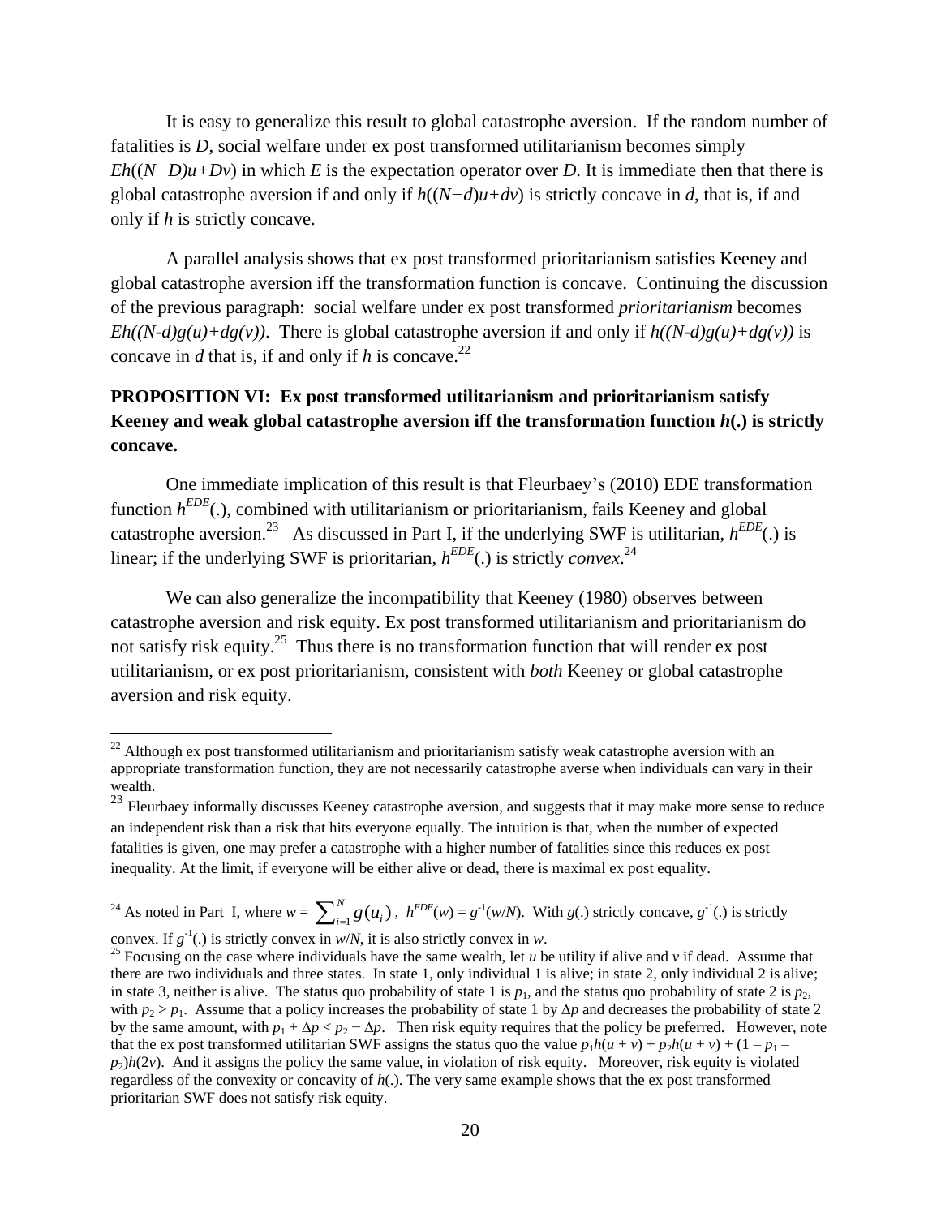It is easy to generalize this result to global catastrophe aversion. If the random number of fatalities is $D$, social welfare under ex post transformed utilitarianism becomes simply $Eh((N-D)u+Dv)$ in which $E$ is the expectation operator over $D$. It is immediate then that there is global catastrophe aversion if and only if $h((N-d)u+dv)$ is strictly concave in $d$, that is, if and only if $h$ is strictly concave.

A parallel analysis shows that ex post transformed prioritarianism satisfies Keeney and global catastrophe aversion iff the transformation function is concave. Continuing the discussion of the previous paragraph: social welfare under ex post transformed *prioritarianism* becomes $Eh((N-d)g(u)+dg(v))$. There is global catastrophe aversion if and only if $h((N-d)g(u)+dg(v))$ is concave in $d$ that is, if and only if $h$ is concave.[22]

**PROPOSITION VI: Ex post transformed utilitarianism and prioritarianism satisfy Keeney and weak global catastrophe aversion iff the transformation function $h(.)$ is strictly concave.**

One immediate implication of this result is that Fleurbaey's (2010) EDE transformation function $h^{EDE}(.)$, combined with utilitarianism or prioritarianism, fails Keeney and global catastrophe aversion.[23] As discussed in Part I, if the underlying SWF is utilitarian, $h^{EDE}(.)$ is linear; if the underlying SWF is prioritarian, $h^{EDE}(.)$ is strictly *convex*.[24]

We can also generalize the incompatibility that Keeney (1980) observes between catastrophe aversion and risk equity. Ex post transformed utilitarianism and prioritarianism do not satisfy risk equity.[25] Thus there is no transformation function that will render ex post utilitarianism, or ex post prioritarianism, consistent with *both* Keeney or global catastrophe aversion and risk equity.

---

[22] Although ex post transformed utilitarianism and prioritarianism satisfy weak catastrophe aversion with an appropriate transformation function, they are not necessarily catastrophe averse when individuals can vary in their wealth.

[23] Fleurbaey informally discusses Keeney catastrophe aversion, and suggests that it may make more sense to reduce an independent risk than a risk that hits everyone equally. The intuition is that, when the number of expected fatalities is given, one may prefer a catastrophe with a higher number of fatalities since this reduces ex post inequality. At the limit, if everyone will be either alive or dead, there is maximal ex post equality.

[24] As noted in Part I, where $w = \sum_{i=1}^{N} g(u_i)$, $h^{EDE}(w) = g^{-1}(w/N)$. With $g(.)$ strictly concave, $g^{-1}(.)$ is strictly convex. If $g^{-1}(.)$ is strictly convex in $w/N$, it is also strictly convex in $w$.

[25] Focusing on the case where individuals have the same wealth, let $u$ be utility if alive and $v$ if dead. Assume that there are two individuals and three states. In state 1, only individual 1 is alive; in state 2, only individual 2 is alive; in state 3, neither is alive. The status quo probability of state 1 is $p_1$, and the status quo probability of state 2 is $p_2$, with $p_2 > p_1$. Assume that a policy increases the probability of state 1 by $\Delta p$ and decreases the probability of state 2 by the same amount, with $p_1 + \Delta p < p_2 - \Delta p$. Then risk equity requires that the policy be preferred. However, note that the ex post transformed utilitarian SWF assigns the status quo the value $p_1 h(u + v) + p_2 h(u + v) + (1 - p_1 - p_2)h(2v)$. And it assigns the policy the same value, in violation of risk equity. Moreover, risk equity is violated regardless of the convexity or concavity of $h(.)$. The very same example shows that the ex post transformed prioritarian SWF does not satisfy risk equity.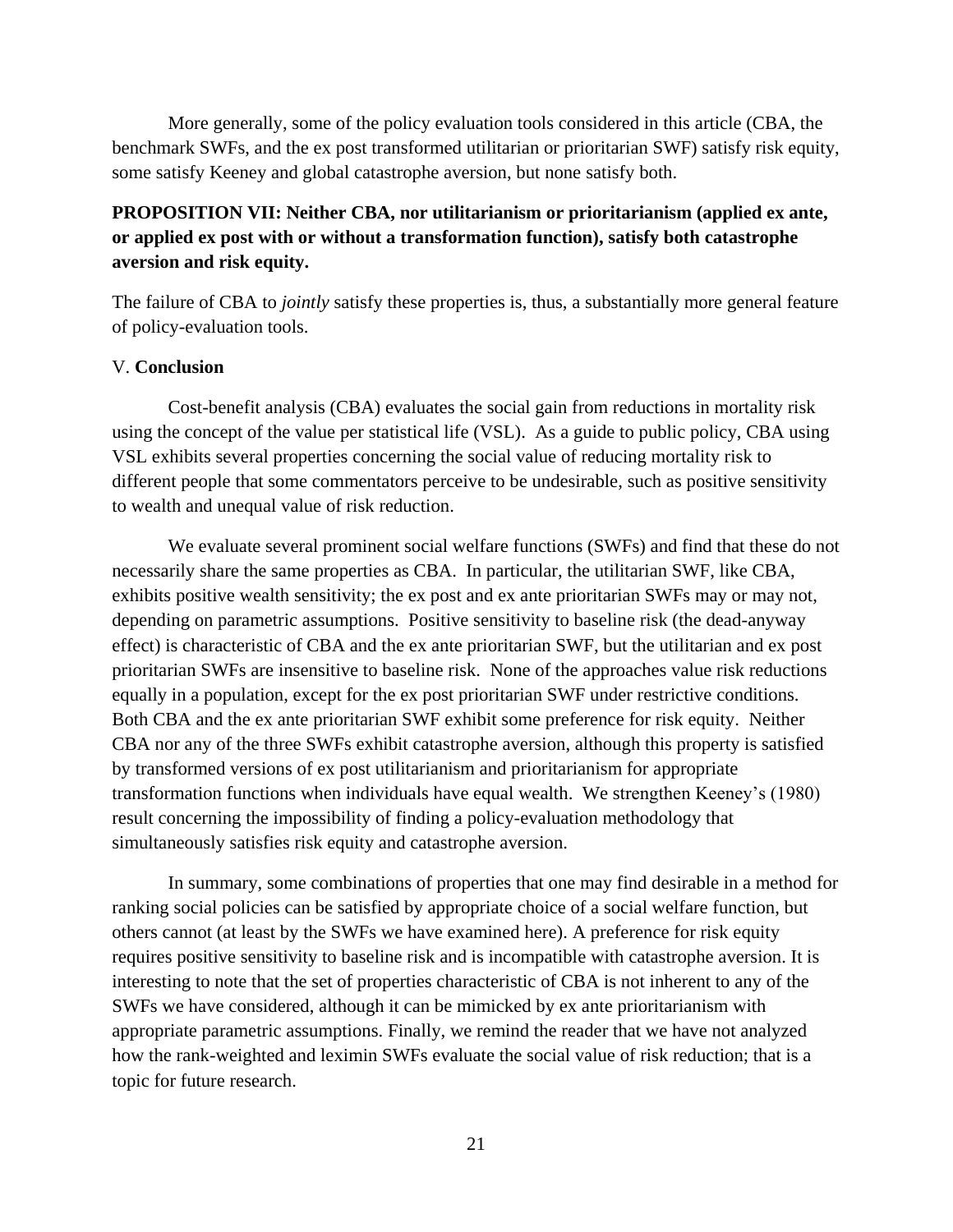More generally, some of the policy evaluation tools considered in this article (CBA, the benchmark SWFs, and the ex post transformed utilitarian or prioritarian SWF) satisfy risk equity, some satisfy Keeney and global catastrophe aversion, but none satisfy both.

**PROPOSITION VII: Neither CBA, nor utilitarianism or prioritarianism (applied ex ante, or applied ex post with or without a transformation function), satisfy both catastrophe aversion and risk equity.**

The failure of CBA to *jointly* satisfy these properties is, thus, a substantially more general feature of policy-evaluation tools.

## V. **Conclusion**

Cost-benefit analysis (CBA) evaluates the social gain from reductions in mortality risk using the concept of the value per statistical life (VSL). As a guide to public policy, CBA using VSL exhibits several properties concerning the social value of reducing mortality risk to different people that some commentators perceive to be undesirable, such as positive sensitivity to wealth and unequal value of risk reduction.

We evaluate several prominent social welfare functions (SWFs) and find that these do not necessarily share the same properties as CBA. In particular, the utilitarian SWF, like CBA, exhibits positive wealth sensitivity; the ex post and ex ante prioritarian SWFs may or may not, depending on parametric assumptions. Positive sensitivity to baseline risk (the dead-anyway effect) is characteristic of CBA and the ex ante prioritarian SWF, but the utilitarian and ex post prioritarian SWFs are insensitive to baseline risk. None of the approaches value risk reductions equally in a population, except for the ex post prioritarian SWF under restrictive conditions. Both CBA and the ex ante prioritarian SWF exhibit some preference for risk equity. Neither CBA nor any of the three SWFs exhibit catastrophe aversion, although this property is satisfied by transformed versions of ex post utilitarianism and prioritarianism for appropriate transformation functions when individuals have equal wealth. We strengthen Keeney's (1980) result concerning the impossibility of finding a policy-evaluation methodology that simultaneously satisfies risk equity and catastrophe aversion.

In summary, some combinations of properties that one may find desirable in a method for ranking social policies can be satisfied by appropriate choice of a social welfare function, but others cannot (at least by the SWFs we have examined here). A preference for risk equity requires positive sensitivity to baseline risk and is incompatible with catastrophe aversion. It is interesting to note that the set of properties characteristic of CBA is not inherent to any of the SWFs we have considered, although it can be mimicked by ex ante prioritarianism with appropriate parametric assumptions. Finally, we remind the reader that we have not analyzed how the rank-weighted and leximin SWFs evaluate the social value of risk reduction; that is a topic for future research.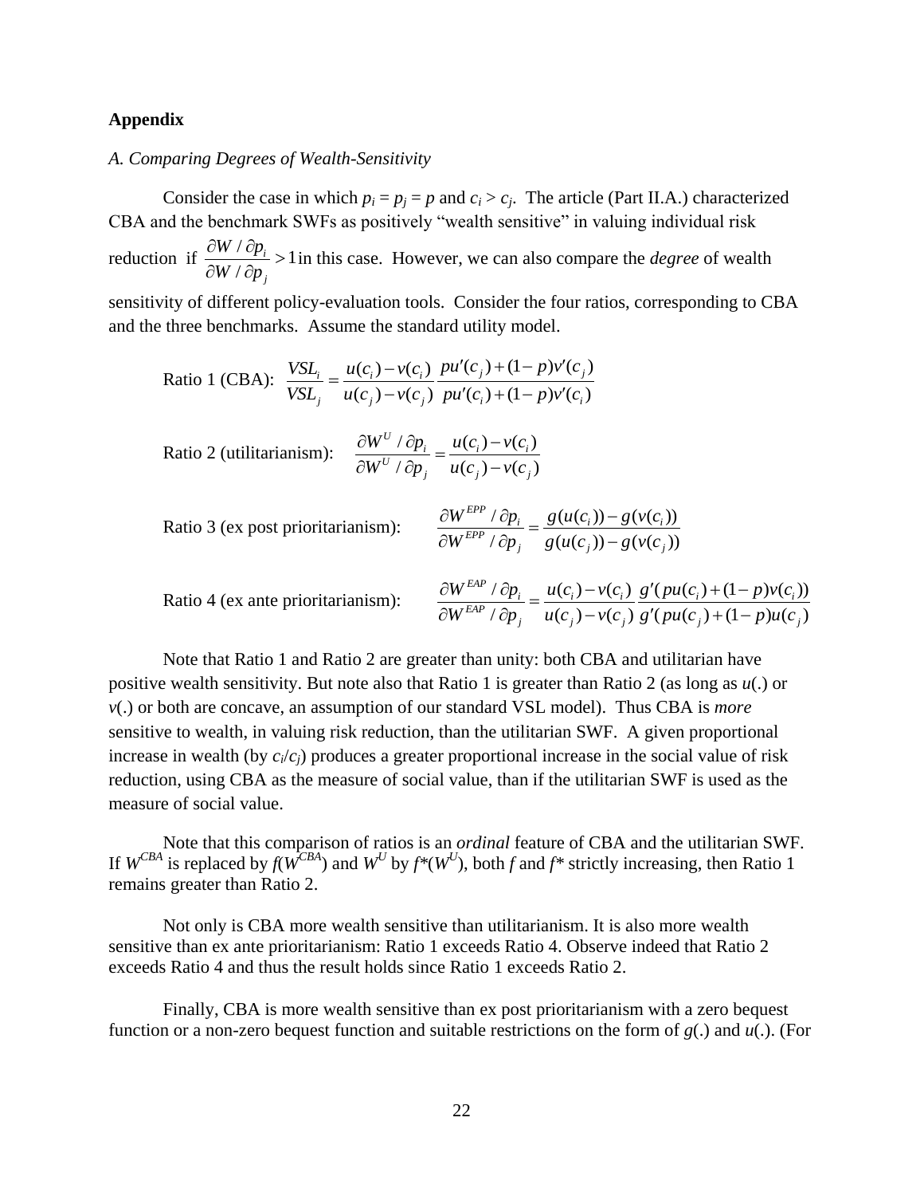## Appendix

### *A. Comparing Degrees of Wealth-Sensitivity*

Consider the case in which $p_i = p_j = p$ and $c_i > c_j$. The article (Part II.A.) characterized CBA and the benchmark SWFs as positively "wealth sensitive" in valuing individual risk reduction if $\frac{\partial W / \partial p_i}{\partial W / \partial p_j} > 1$ in this case. However, we can also compare the *degree* of wealth sensitivity of different policy-evaluation tools. Consider the four ratios, corresponding to CBA and the three benchmarks. Assume the standard utility model.

Ratio 1 (CBA): $$\frac{VSL_i}{VSL_j} = \frac{u(c_i) - v(c_i)}{u(c_j) - v(c_j)} \frac{pu'(c_j) + (1-p)v'(c_j)}{pu'(c_i) + (1-p)v'(c_i)}$$

Ratio 2 (utilitarianism): $$\frac{\partial W^U / \partial p_i}{\partial W^U / \partial p_j} = \frac{u(c_i) - v(c_i)}{u(c_j) - v(c_j)}$$

Ratio 3 (ex post prioritarianism): $$\frac{\partial W^{EPP} / \partial p_i}{\partial W^{EPP} / \partial p_j} = \frac{g(u(c_i)) - g(v(c_i))}{g(u(c_j)) - g(v(c_j))}$$

Ratio 4 (ex ante prioritarianism): $$\frac{\partial W^{EAP} / \partial p_i}{\partial W^{EAP} / \partial p_j} = \frac{u(c_i) - v(c_i)}{u(c_j) - v(c_j)} \frac{g'(pu(c_i) + (1-p)v(c_i))}{g'(pu(c_j) + (1-p)u(c_j)}$$

Note that Ratio 1 and Ratio 2 are greater than unity: both CBA and utilitarian have positive wealth sensitivity. But note also that Ratio 1 is greater than Ratio 2 (as long as $u(.)$ or $v(.)$ or both are concave, an assumption of our standard VSL model). Thus CBA is *more* sensitive to wealth, in valuing risk reduction, than the utilitarian SWF. A given proportional increase in wealth (by $c_i/c_j$) produces a greater proportional increase in the social value of risk reduction, using CBA as the measure of social value, than if the utilitarian SWF is used as the measure of social value.

Note that this comparison of ratios is an *ordinal* feature of CBA and the utilitarian SWF. If $W^{CBA}$ is replaced by $f(W^{CBA})$ and $W^U$ by $f^*(W^U)$, both $f$ and $f^*$ strictly increasing, then Ratio 1 remains greater than Ratio 2.

Not only is CBA more wealth sensitive than utilitarianism. It is also more wealth sensitive than ex ante prioritarianism: Ratio 1 exceeds Ratio 4. Observe indeed that Ratio 2 exceeds Ratio 4 and thus the result holds since Ratio 1 exceeds Ratio 2.

Finally, CBA is more wealth sensitive than ex post prioritarianism with a zero bequest function or a non-zero bequest function and suitable restrictions on the form of $g(.)$ and $u(.)$. (For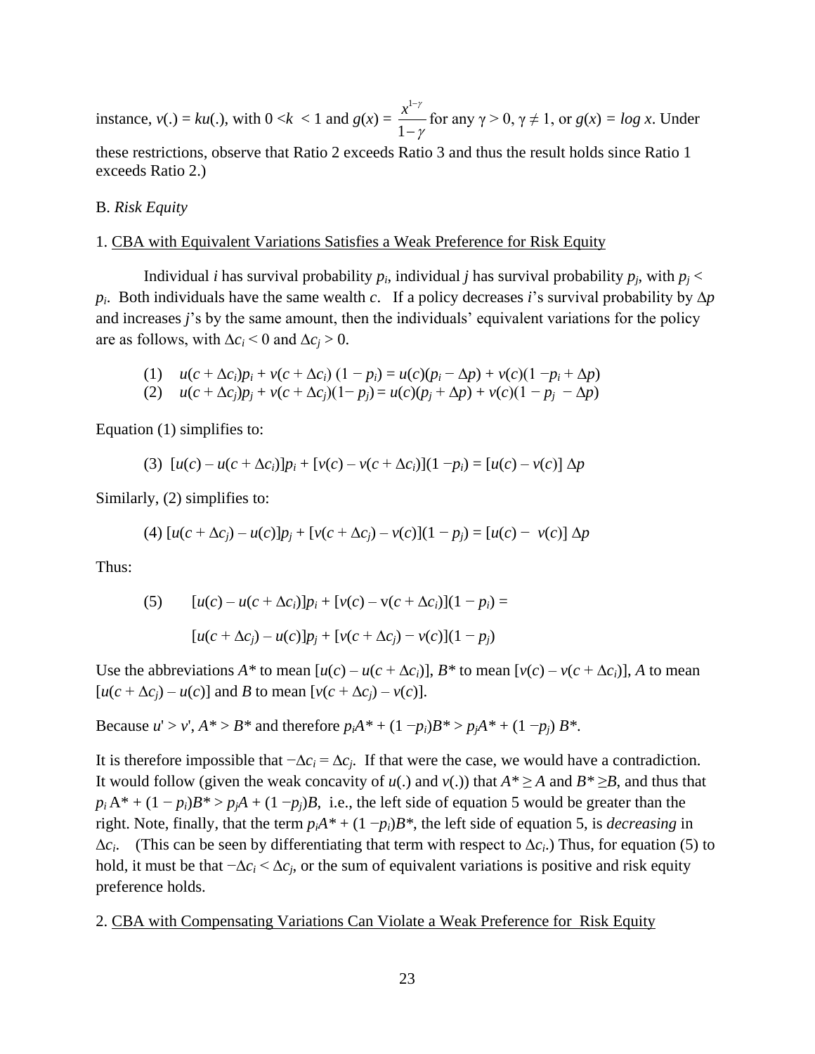instance, $v(.) = ku(.)$, with $0 < k < 1$ and $g(x) = \frac{x^{1-\gamma}}{1-\gamma}$ for any $\gamma > 0$, $\gamma \neq 1$, or $g(x) = \log x$. Under these restrictions, observe that Ratio 2 exceeds Ratio 3 and thus the result holds since Ratio 1 exceeds Ratio 2.)

B. *Risk Equity*

1. CBA with Equivalent Variations Satisfies a Weak Preference for Risk Equity

Individual $i$ has survival probability $p_i$, individual $j$ has survival probability $p_j$, with $p_j < p_i$. Both individuals have the same wealth $c$. If a policy decreases $i$'s survival probability by $\Delta p$ and increases $j$'s by the same amount, then the individuals' equivalent variations for the policy are as follows, with $\Delta c_i < 0$ and $\Delta c_j > 0$.

$$(1) \quad u(c + \Delta c_i)p_i + v(c + \Delta c_i)(1 - p_i) = u(c)(p_i - \Delta p) + v(c)(1 - p_i + \Delta p)$$

$$(2) \quad u(c + \Delta c_j)p_j + v(c + \Delta c_j)(1 - p_j) = u(c)(p_j + \Delta p) + v(c)(1 - p_j - \Delta p)$$

Equation (1) simplifies to:

$$(3) \quad [u(c) - u(c + \Delta c_i)]p_i + [v(c) - v(c + \Delta c_i)](1 - p_i) = [u(c) - v(c)]\Delta p$$

Similarly, (2) simplifies to:

$$(4) \quad [u(c + \Delta c_j) - u(c)]p_j + [v(c + \Delta c_j) - v(c)](1 - p_j) = [u(c) - v(c)]\Delta p$$

Thus:

$$(5) \quad [u(c) - u(c + \Delta c_i)]p_i + [v(c) - v(c + \Delta c_i)](1 - p_i) = [u(c + \Delta c_j) - u(c)]p_j + [v(c + \Delta c_j) - v(c)](1 - p_j)$$

Use the abbreviations $A^*$ to mean $[u(c) - u(c + \Delta c_i)]$, $B^*$ to mean $[v(c) - v(c + \Delta c_i)]$, $A$ to mean $[u(c + \Delta c_j) - u(c)]$ and $B$ to mean $[v(c + \Delta c_j) - v(c)]$.

Because $u' > v'$, $A^* > B^*$ and therefore $p_iA^* + (1 - p_i)B^* > p_jA^* + (1 - p_j)B^*$.

It is therefore impossible that $-\Delta c_i = \Delta c_j$. If that were the case, we would have a contradiction. It would follow (given the weak concavity of $u(.)$ and $v(.)$) that $A^* \geq A$ and $B^* \geq B$, and thus that $p_iA^* + (1 - p_i)B^* > p_jA + (1 - p_j)B$, i.e., the left side of equation 5 would be greater than the right. Note, finally, that the term $p_iA^* + (1 - p_i)B^*$, the left side of equation 5, is *decreasing* in $\Delta c_i$. (This can be seen by differentiating that term with respect to $\Delta c_i$.) Thus, for equation (5) to hold, it must be that $-\Delta c_i < \Delta c_j$, or the sum of equivalent variations is positive and risk equity preference holds.

2. CBA with Compensating Variations Can Violate a Weak Preference for Risk Equity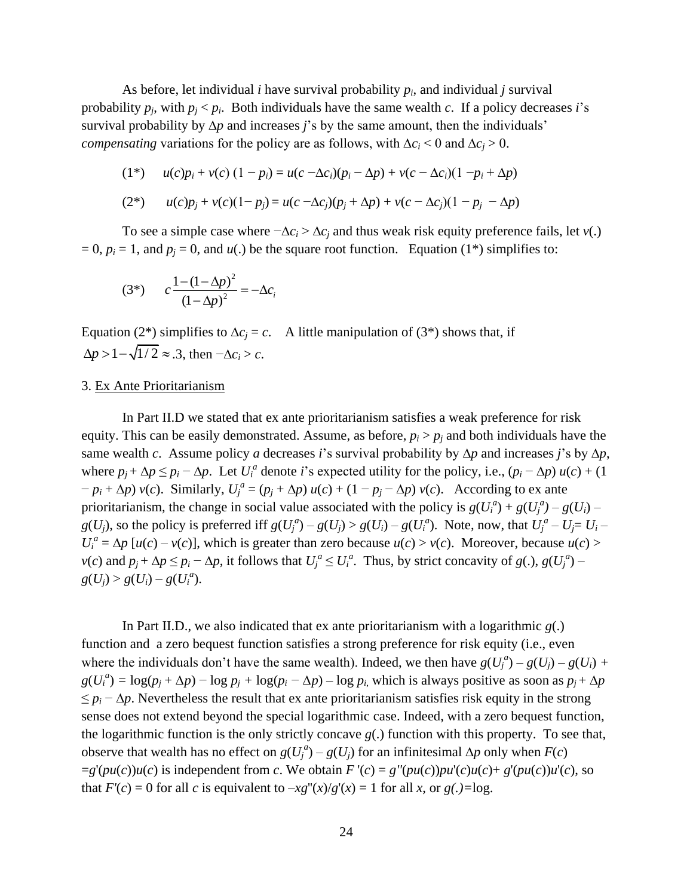As before, let individual $i$ have survival probability $p_i$, and individual $j$ survival probability $p_j$, with $p_j < p_i$. Both individuals have the same wealth $c$. If a policy decreases $i$'s survival probability by $\Delta p$ and increases $j$'s by the same amount, then the individuals' *compensating* variations for the policy are as follows, with $\Delta c_i < 0$ and $\Delta c_j > 0$.

$$(1^*) \quad u(c)p_i + v(c)\,(1 - p_i) = u(c - \Delta c_i)(p_i - \Delta p) + v(c - \Delta c_i)(1 - p_i + \Delta p)$$

$$(2^*) \quad u(c)p_j + v(c)(1 - p_j) = u(c - \Delta c_j)(p_j + \Delta p) + v(c - \Delta c_j)(1 - p_j - \Delta p)$$

To see a simple case where $-\Delta c_i > \Delta c_j$ and thus weak risk equity preference fails, let $v(.) = 0$, $p_i = 1$, and $p_j = 0$, and $u(.)$ be the square root function. Equation (1*) simplifies to:

$$(3^*) \quad c\frac{1-(1-\Delta p)^2}{(1-\Delta p)^2} = -\Delta c_i$$

Equation (2*) simplifies to $\Delta c_j = c$. A little manipulation of (3*) shows that, if $\Delta p > 1 - \sqrt{1/2} \approx .3$, then $-\Delta c_i > c$.

3. Ex Ante Prioritarianism

In Part II.D we stated that ex ante prioritarianism satisfies a weak preference for risk equity. This can be easily demonstrated. Assume, as before, $p_i > p_j$ and both individuals have the same wealth $c$. Assume policy $a$ decreases $i$'s survival probability by $\Delta p$ and increases $j$'s by $\Delta p$, where $p_j + \Delta p \leq p_i - \Delta p$. Let $U_i^a$ denote $i$'s expected utility for the policy, i.e., $(p_i - \Delta p)\, u(c) + (1 - p_i + \Delta p)\, v(c)$. Similarly, $U_j^a = (p_j + \Delta p)\, u(c) + (1 - p_j - \Delta p)\, v(c)$. According to ex ante prioritarianism, the change in social value associated with the policy is $g(U_i^a) + g(U_j^a) - g(U_i) - g(U_j)$, so the policy is preferred iff $g(U_j^a) - g(U_j) > g(U_i) - g(U_i^a)$. Note, now, that $U_j^a - U_j = U_i - U_i^a = \Delta p\,[u(c) - v(c)]$, which is greater than zero because $u(c) > v(c)$. Moreover, because $u(c) > v(c)$ and $p_j + \Delta p \leq p_i - \Delta p$, it follows that $U_j^a \leq U_i^a$. Thus, by strict concavity of $g(.)$, $g(U_j^a) - g(U_j) > g(U_i) - g(U_i^a)$.

In Part II.D., we also indicated that ex ante prioritarianism with a logarithmic $g(.)$ function and a zero bequest function satisfies a strong preference for risk equity (i.e., even where the individuals don't have the same wealth). Indeed, we then have $g(U_j^a) - g(U_j) - g(U_i) + g(U_i^a) = \log(p_j + \Delta p) - \log p_j + \log(p_i - \Delta p) - \log p_i$, which is always positive as soon as $p_j + \Delta p \leq p_i - \Delta p$. Nevertheless the result that ex ante prioritarianism satisfies risk equity in the strong sense does not extend beyond the special logarithmic case. Indeed, with a zero bequest function, the logarithmic function is the only strictly concave $g(.)$ function with this property. To see that, observe that wealth has no effect on $g(U_j^a) - g(U_j)$ for an infinitesimal $\Delta p$ only when $F(c) = g'(pu(c))u(c)$ is independent from $c$. We obtain $F'(c) = g''(pu(c))pu'(c)u(c) + g'(pu(c))u'(c)$, so that $F'(c) = 0$ for all $c$ is equivalent to $-xg''(x)/g'(x) = 1$ for all $x$, or $g(.)=\log$.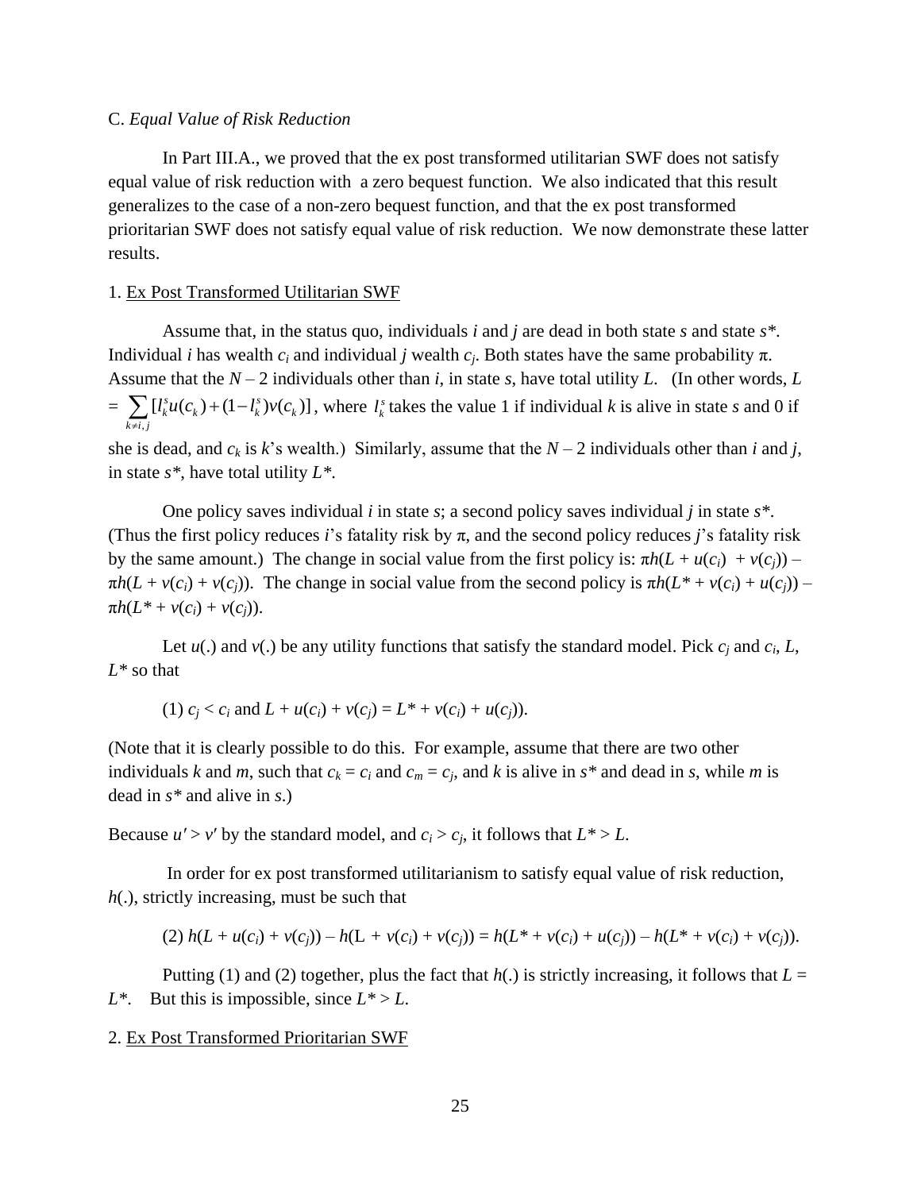C. *Equal Value of Risk Reduction*

In Part III.A., we proved that the ex post transformed utilitarian SWF does not satisfy equal value of risk reduction with a zero bequest function. We also indicated that this result generalizes to the case of a non-zero bequest function, and that the ex post transformed prioritarian SWF does not satisfy equal value of risk reduction. We now demonstrate these latter results.

1. Ex Post Transformed Utilitarian SWF

Assume that, in the status quo, individuals *i* and *j* are dead in both state *s* and state *s\**. Individual *i* has wealth $c_i$ and individual *j* wealth $c_j$. Both states have the same probability π. Assume that the $N - 2$ individuals other than *i*, in state *s*, have total utility *L*. (In other words, $L = \sum_{k \neq i,j} [l_k^s u(c_k) + (1 - l_k^s)v(c_k)]$, where $l_k^s$ takes the value 1 if individual *k* is alive in state *s* and 0 if she is dead, and $c_k$ is *k*'s wealth.) Similarly, assume that the $N - 2$ individuals other than *i* and *j*, in state *s\**, have total utility *L\**.

One policy saves individual *i* in state *s*; a second policy saves individual *j* in state *s\**. (Thus the first policy reduces *i*'s fatality risk by π, and the second policy reduces *j*'s fatality risk by the same amount.) The change in social value from the first policy is: $\pi h(L + u(c_i) + v(c_j)) - \pi h(L + v(c_i) + v(c_j))$. The change in social value from the second policy is $\pi h(L^* + v(c_i) + u(c_j)) - \pi h(L^* + v(c_i) + v(c_j))$.

Let $u(.)$ and $v(.)$ be any utility functions that satisfy the standard model. Pick $c_j$ and $c_i$, *L*, *L\** so that

(1) $c_j < c_i$ and $L + u(c_i) + v(c_j) = L^* + v(c_i) + u(c_j)$).

(Note that it is clearly possible to do this. For example, assume that there are two other individuals *k* and *m*, such that $c_k = c_i$ and $c_m = c_j$, and *k* is alive in *s\** and dead in *s*, while *m* is dead in *s\** and alive in *s*.)

Because $u' > v'$ by the standard model, and $c_i > c_j$, it follows that $L^* > L$.

In order for ex post transformed utilitarianism to satisfy equal value of risk reduction, $h(.)$, strictly increasing, must be such that

(2) $h(L + u(c_i) + v(c_j)) - h(L + v(c_i) + v(c_j)) = h(L^* + v(c_i) + u(c_j)) - h(L^* + v(c_i) + v(c_j))$.

Putting (1) and (2) together, plus the fact that $h(.)$ is strictly increasing, it follows that $L = L^*$. But this is impossible, since $L^* > L$.

2. Ex Post Transformed Prioritarian SWF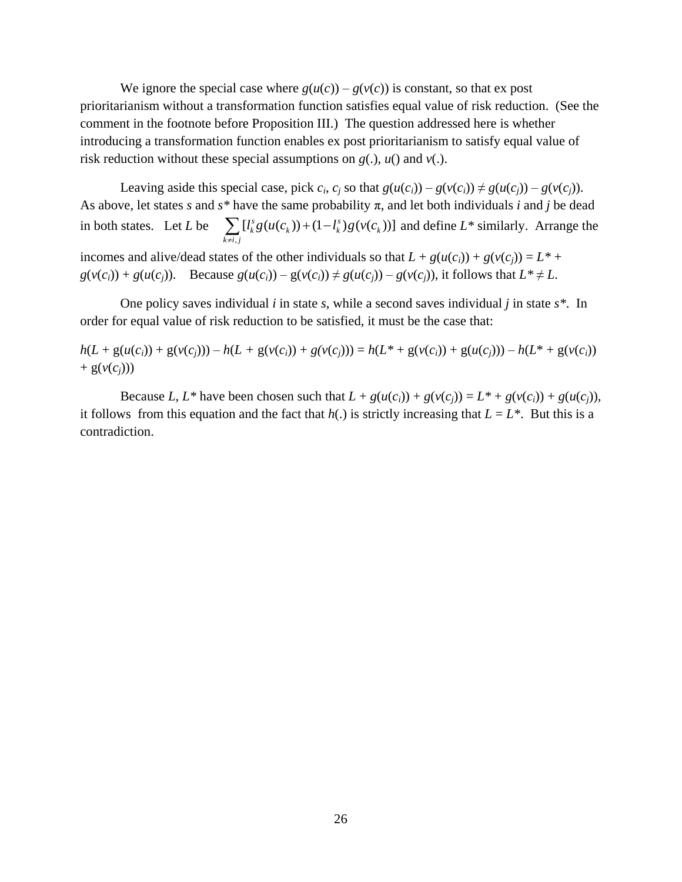We ignore the special case where $g(u(c)) – g(v(c))$ is constant, so that ex post prioritarianism without a transformation function satisfies equal value of risk reduction. (See the comment in the footnote before Proposition III.) The question addressed here is whether introducing a transformation function enables ex post prioritarianism to satisfy equal value of risk reduction without these special assumptions on $g(.)$, $u()$ and $v(.)$.

Leaving aside this special case, pick $c_i$, $c_j$ so that $g(u(c_i)) – g(v(c_i)) \neq g(u(c_j)) – g(v(c_j))$. As above, let states $s$ and $s^*$ have the same probability $\pi$, and let both individuals $i$ and $j$ be dead in both states. Let $L$ be $\sum_{k \neq i,j} [l_k^s g(u(c_k)) + (1 - l_k^s) g(v(c_k))]$ and define $L^*$ similarly. Arrange the incomes and alive/dead states of the other individuals so that $L + g(u(c_i)) + g(v(c_j)) = L^* + g(v(c_i)) + g(u(c_j))$. Because $g(u(c_i)) – g(v(c_i)) \neq g(u(c_j)) – g(v(c_j))$, it follows that $L^* \neq L$.

One policy saves individual $i$ in state $s$, while a second saves individual $j$ in state $s^*$. In order for equal value of risk reduction to be satisfied, it must be the case that:

$$h(L + g(u(c_i)) + g(v(c_j))) – h(L + g(v(c_i)) + g(v(c_j))) = h(L^* + g(v(c_i)) + g(u(c_j))) – h(L^* + g(v(c_i)) + g(v(c_j)))$$

Because $L$, $L^*$ have been chosen such that $L + g(u(c_i)) + g(v(c_j)) = L^* + g(v(c_i)) + g(u(c_j))$, it follows from this equation and the fact that $h(.)$ is strictly increasing that $L = L^*$. But this is a contradiction.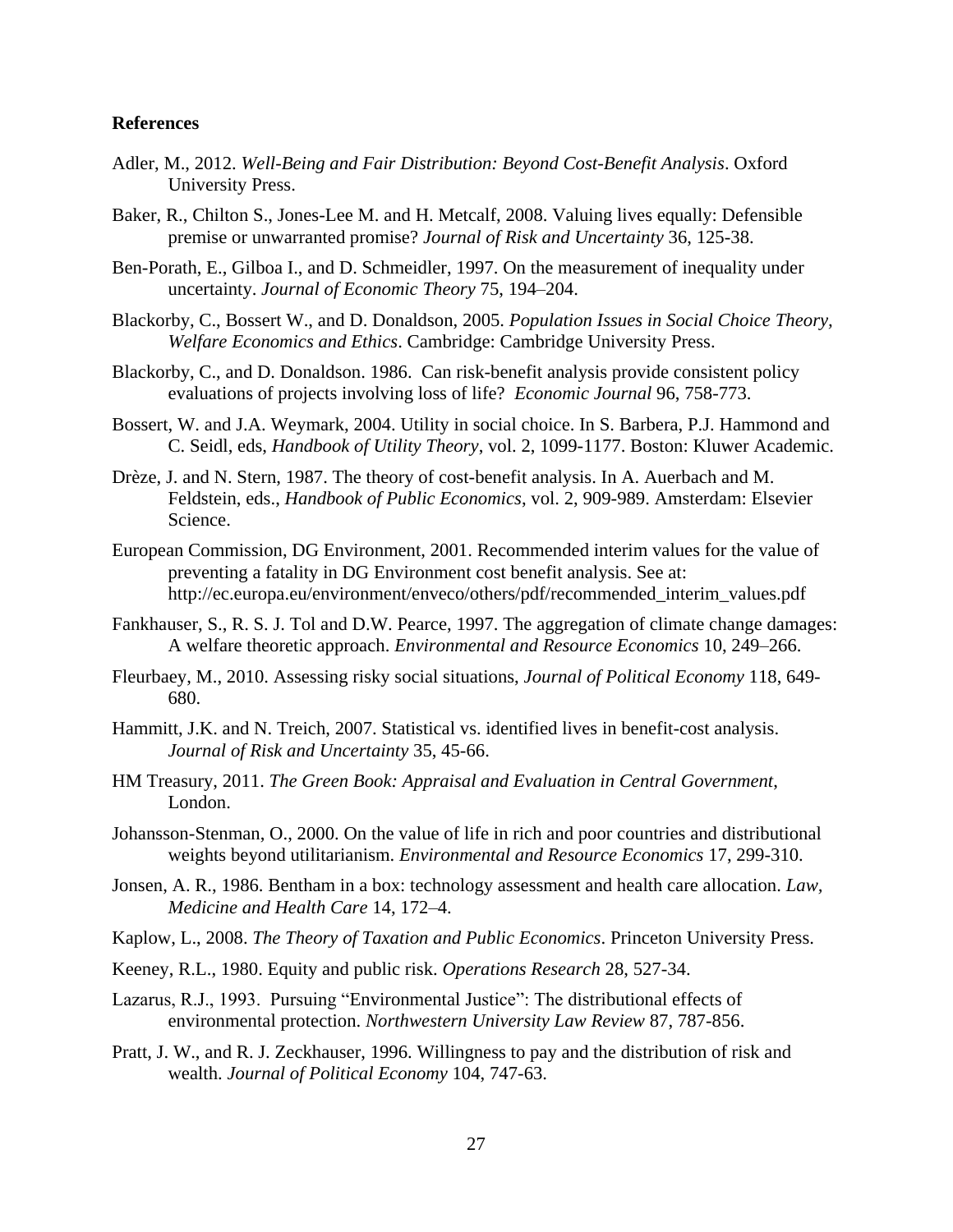**References**

Adler, M., 2012. *Well-Being and Fair Distribution: Beyond Cost-Benefit Analysis*. Oxford University Press.

Baker, R., Chilton S., Jones-Lee M. and H. Metcalf, 2008. Valuing lives equally: Defensible premise or unwarranted promise? *Journal of Risk and Uncertainty* 36, 125-38.

Ben-Porath, E., Gilboa I., and D. Schmeidler, 1997. On the measurement of inequality under uncertainty. *Journal of Economic Theory* 75, 194–204.

Blackorby, C., Bossert W., and D. Donaldson, 2005. *Population Issues in Social Choice Theory, Welfare Economics and Ethics*. Cambridge: Cambridge University Press.

Blackorby, C., and D. Donaldson. 1986. Can risk-benefit analysis provide consistent policy evaluations of projects involving loss of life? *Economic Journal* 96, 758-773.

Bossert, W. and J.A. Weymark, 2004. Utility in social choice. In S. Barbera, P.J. Hammond and C. Seidl, eds, *Handbook of Utility Theory*, vol. 2, 1099-1177. Boston: Kluwer Academic.

Drèze, J. and N. Stern, 1987. The theory of cost-benefit analysis. In A. Auerbach and M. Feldstein, eds., *Handbook of Public Economics*, vol. 2, 909-989. Amsterdam: Elsevier Science.

European Commission, DG Environment, 2001. Recommended interim values for the value of preventing a fatality in DG Environment cost benefit analysis. See at: http://ec.europa.eu/environment/enveco/others/pdf/recommended_interim_values.pdf

Fankhauser, S., R. S. J. Tol and D.W. Pearce, 1997. The aggregation of climate change damages: A welfare theoretic approach. *Environmental and Resource Economics* 10, 249–266.

Fleurbaey, M., 2010. Assessing risky social situations, *Journal of Political Economy* 118, 649-680.

Hammitt, J.K. and N. Treich, 2007. Statistical vs. identified lives in benefit-cost analysis. *Journal of Risk and Uncertainty* 35, 45-66.

HM Treasury, 2011. *The Green Book: Appraisal and Evaluation in Central Government*, London.

Johansson-Stenman, O., 2000. On the value of life in rich and poor countries and distributional weights beyond utilitarianism. *Environmental and Resource Economics* 17, 299-310.

Jonsen, A. R., 1986. Bentham in a box: technology assessment and health care allocation. *Law, Medicine and Health Care* 14, 172–4.

Kaplow, L., 2008. *The Theory of Taxation and Public Economics*. Princeton University Press.

Keeney, R.L., 1980. Equity and public risk. *Operations Research* 28, 527-34.

Lazarus, R.J., 1993. Pursuing "Environmental Justice": The distributional effects of environmental protection. *Northwestern University Law Review* 87, 787-856.

Pratt, J. W., and R. J. Zeckhauser, 1996. Willingness to pay and the distribution of risk and wealth. *Journal of Political Economy* 104, 747-63.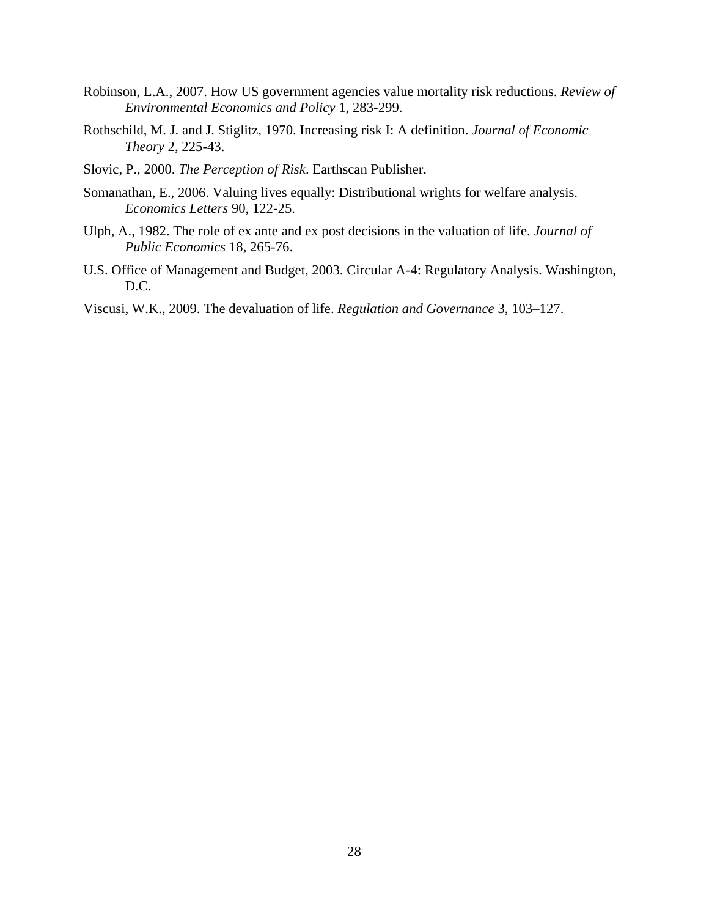Robinson, L.A., 2007. How US government agencies value mortality risk reductions. *Review of Environmental Economics and Policy* 1, 283-299.

Rothschild, M. J. and J. Stiglitz, 1970. Increasing risk I: A definition. *Journal of Economic Theory* 2, 225-43.

Slovic, P., 2000. *The Perception of Risk*. Earthscan Publisher.

Somanathan, E., 2006. Valuing lives equally: Distributional wrights for welfare analysis. *Economics Letters* 90, 122-25.

Ulph, A., 1982. The role of ex ante and ex post decisions in the valuation of life. *Journal of Public Economics* 18, 265-76.

U.S. Office of Management and Budget, 2003. Circular A-4: Regulatory Analysis. Washington, D.C.

Viscusi, W.K., 2009. The devaluation of life. *Regulation and Governance* 3, 103–127.